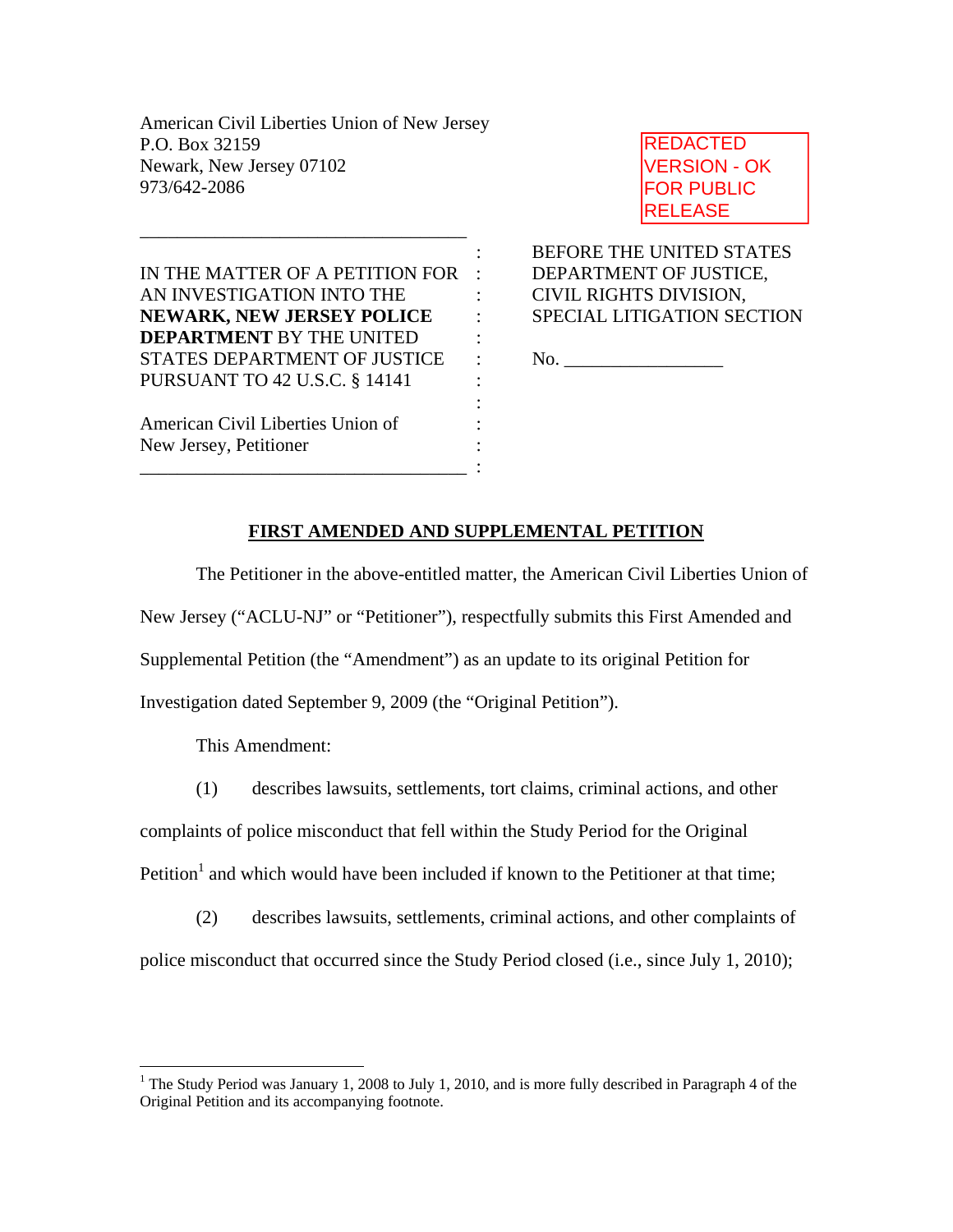American Civil Liberties Union of New Jersey
P.O. Box 32159
Newark, New Jersey 07102
973/642-2086

REDACTED VERSION - OK FOR PUBLIC RELEASE

IN THE MATTER OF A PETITION FOR AN INVESTIGATION INTO THE **NEWARK, NEW JERSEY POLICE DEPARTMENT** BY THE UNITED STATES DEPARTMENT OF JUSTICE PURSUANT TO 42 U.S.C. § 14141

American Civil Liberties Union of New Jersey, Petitioner

BEFORE THE UNITED STATES DEPARTMENT OF JUSTICE, CIVIL RIGHTS DIVISION, SPECIAL LITIGATION SECTION

No. _________________

## FIRST AMENDED AND SUPPLEMENTAL PETITION

The Petitioner in the above-entitled matter, the American Civil Liberties Union of New Jersey ("ACLU-NJ" or "Petitioner"), respectfully submits this First Amended and Supplemental Petition (the "Amendment") as an update to its original Petition for Investigation dated September 9, 2009 (the "Original Petition").

This Amendment:

(1) describes lawsuits, settlements, tort claims, criminal actions, and other complaints of police misconduct that fell within the Study Period for the Original Petition[1] and which would have been included if known to the Petitioner at that time;

(2) describes lawsuits, settlements, criminal actions, and other complaints of police misconduct that occurred since the Study Period closed (i.e., since July 1, 2010);

[1] The Study Period was January 1, 2008 to July 1, 2010, and is more fully described in Paragraph 4 of the Original Petition and its accompanying footnote.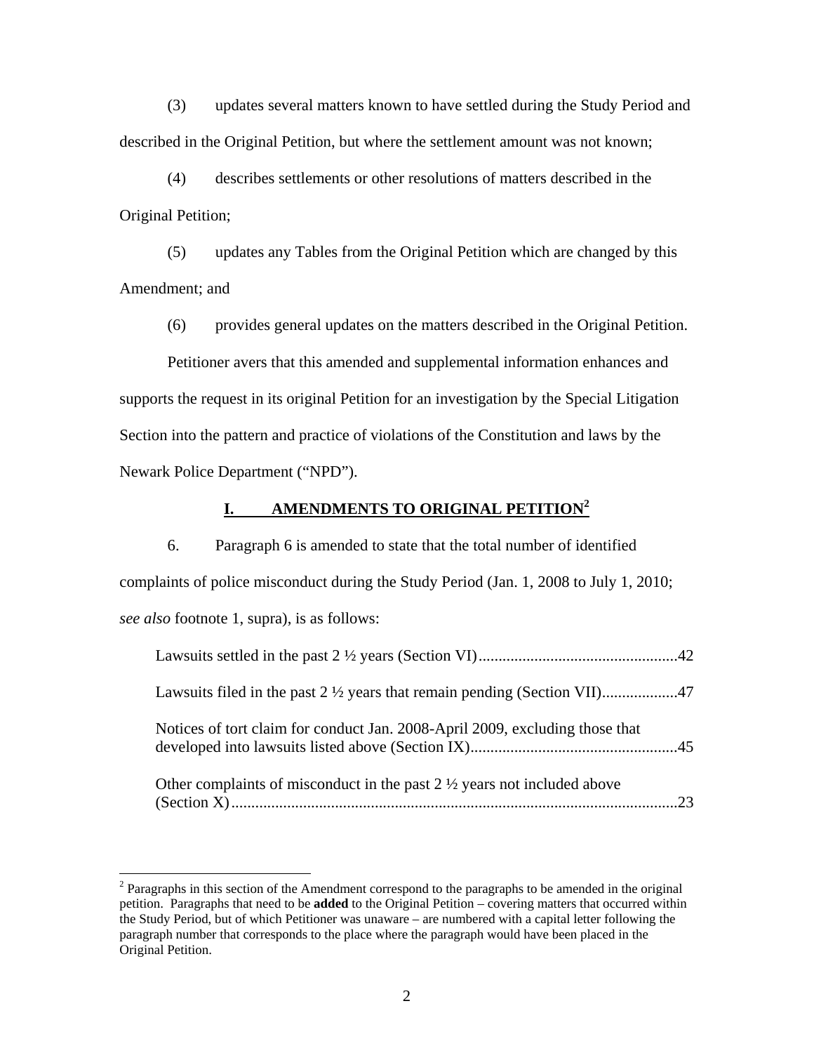(3) updates several matters known to have settled during the Study Period and described in the Original Petition, but where the settlement amount was not known;

(4) describes settlements or other resolutions of matters described in the Original Petition;

(5) updates any Tables from the Original Petition which are changed by this Amendment; and

(6) provides general updates on the matters described in the Original Petition.

Petitioner avers that this amended and supplemental information enhances and supports the request in its original Petition for an investigation by the Special Litigation Section into the pattern and practice of violations of the Constitution and laws by the Newark Police Department ("NPD").

## I. AMENDMENTS TO ORIGINAL PETITION[2]

6. Paragraph 6 is amended to state that the total number of identified complaints of police misconduct during the Study Period (Jan. 1, 2008 to July 1, 2010; *see also* footnote 1, supra), is as follows:

Lawsuits settled in the past 2 ½ years (Section VI)....................................................42

Lawsuits filed in the past 2 ½ years that remain pending (Section VII)...................47

Notices of tort claim for conduct Jan. 2008-April 2009, excluding those that developed into lawsuits listed above (Section IX)....................................................45

Other complaints of misconduct in the past 2 ½ years not included above (Section X)................................................................................................................23

---

[2] Paragraphs in this section of the Amendment correspond to the paragraphs to be amended in the original petition. Paragraphs that need to be **added** to the Original Petition – covering matters that occurred within the Study Period, but of which Petitioner was unaware – are numbered with a capital letter following the paragraph number that corresponds to the place where the paragraph would have been placed in the Original Petition.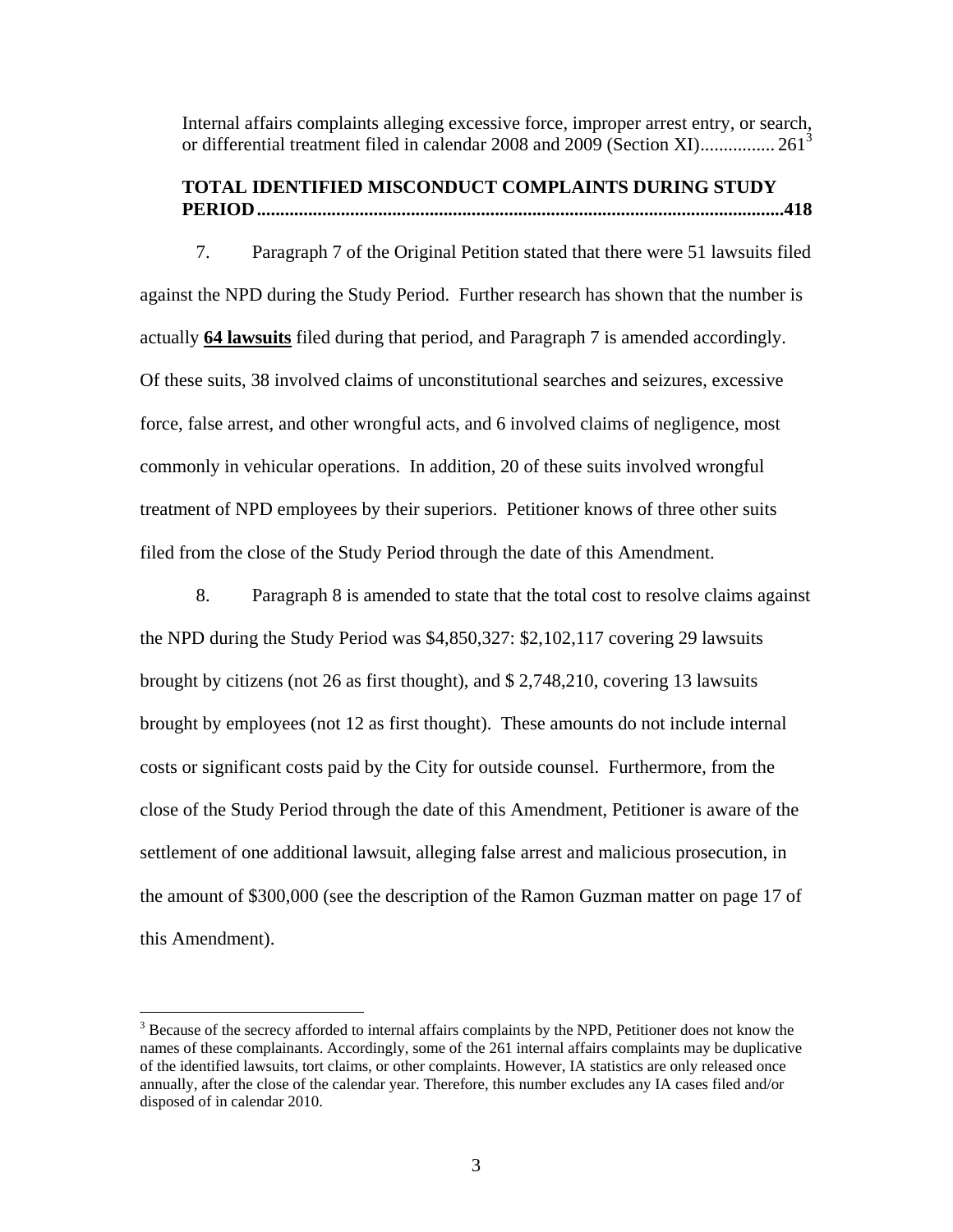Internal affairs complaints alleging excessive force, improper arrest entry, or search, or differential treatment filed in calendar 2008 and 2009 (Section XI)................ 261[3]

**TOTAL IDENTIFIED MISCONDUCT COMPLAINTS DURING STUDY PERIOD..............................................................................................................418**

7. Paragraph 7 of the Original Petition stated that there were 51 lawsuits filed against the NPD during the Study Period. Further research has shown that the number is actually **64 lawsuits** filed during that period, and Paragraph 7 is amended accordingly. Of these suits, 38 involved claims of unconstitutional searches and seizures, excessive force, false arrest, and other wrongful acts, and 6 involved claims of negligence, most commonly in vehicular operations. In addition, 20 of these suits involved wrongful treatment of NPD employees by their superiors. Petitioner knows of three other suits filed from the close of the Study Period through the date of this Amendment.

8. Paragraph 8 is amended to state that the total cost to resolve claims against the NPD during the Study Period was $4,850,327: $2,102,117 covering 29 lawsuits brought by citizens (not 26 as first thought), and $ 2,748,210, covering 13 lawsuits brought by employees (not 12 as first thought). These amounts do not include internal costs or significant costs paid by the City for outside counsel. Furthermore, from the close of the Study Period through the date of this Amendment, Petitioner is aware of the settlement of one additional lawsuit, alleging false arrest and malicious prosecution, in the amount of $300,000 (see the description of the Ramon Guzman matter on page 17 of this Amendment).

[3] Because of the secrecy afforded to internal affairs complaints by the NPD, Petitioner does not know the names of these complainants. Accordingly, some of the 261 internal affairs complaints may be duplicative of the identified lawsuits, tort claims, or other complaints. However, IA statistics are only released once annually, after the close of the calendar year. Therefore, this number excludes any IA cases filed and/or disposed of in calendar 2010.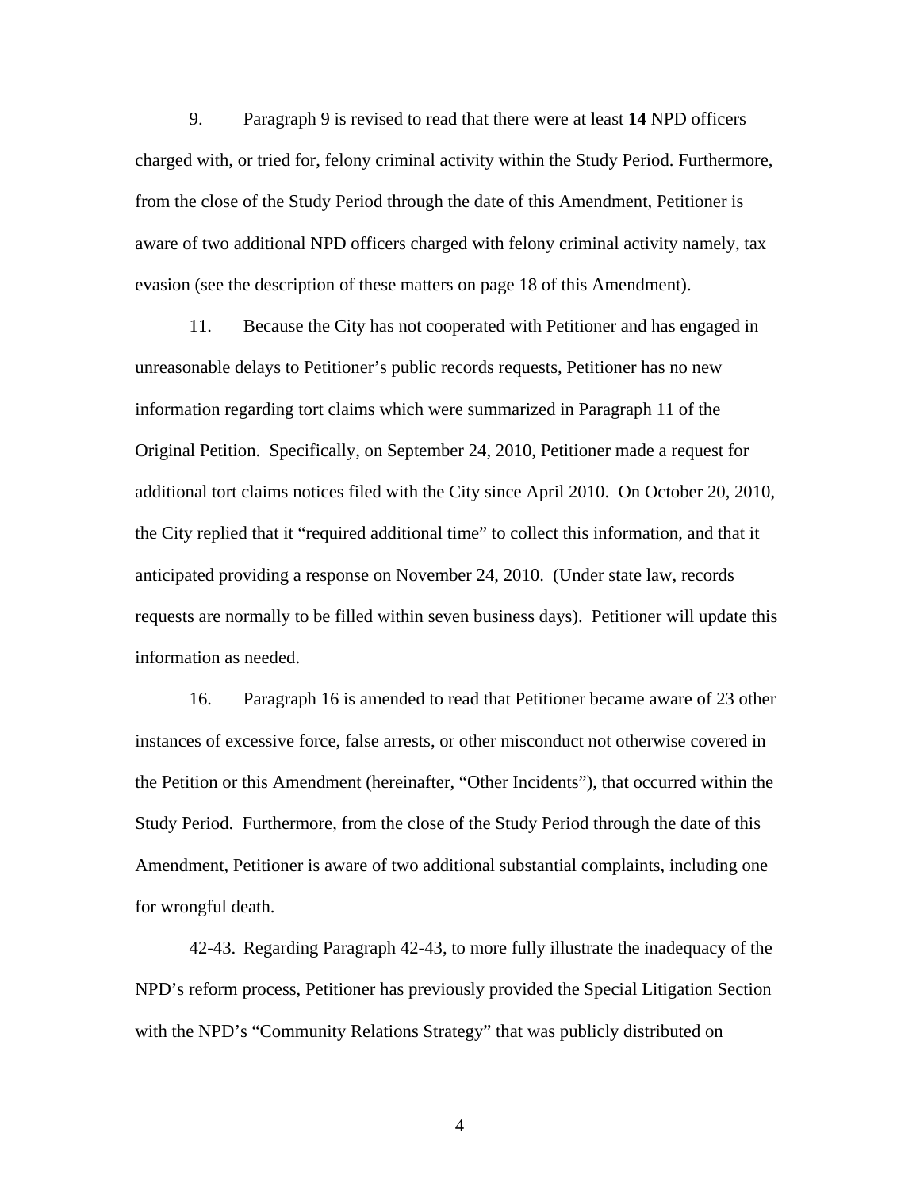9. Paragraph 9 is revised to read that there were at least **14** NPD officers charged with, or tried for, felony criminal activity within the Study Period. Furthermore, from the close of the Study Period through the date of this Amendment, Petitioner is aware of two additional NPD officers charged with felony criminal activity namely, tax evasion (see the description of these matters on page 18 of this Amendment).

11. Because the City has not cooperated with Petitioner and has engaged in unreasonable delays to Petitioner's public records requests, Petitioner has no new information regarding tort claims which were summarized in Paragraph 11 of the Original Petition. Specifically, on September 24, 2010, Petitioner made a request for additional tort claims notices filed with the City since April 2010. On October 20, 2010, the City replied that it "required additional time" to collect this information, and that it anticipated providing a response on November 24, 2010. (Under state law, records requests are normally to be filled within seven business days). Petitioner will update this information as needed.

16. Paragraph 16 is amended to read that Petitioner became aware of 23 other instances of excessive force, false arrests, or other misconduct not otherwise covered in the Petition or this Amendment (hereinafter, "Other Incidents"), that occurred within the Study Period. Furthermore, from the close of the Study Period through the date of this Amendment, Petitioner is aware of two additional substantial complaints, including one for wrongful death.

42-43. Regarding Paragraph 42-43, to more fully illustrate the inadequacy of the NPD's reform process, Petitioner has previously provided the Special Litigation Section with the NPD's "Community Relations Strategy" that was publicly distributed on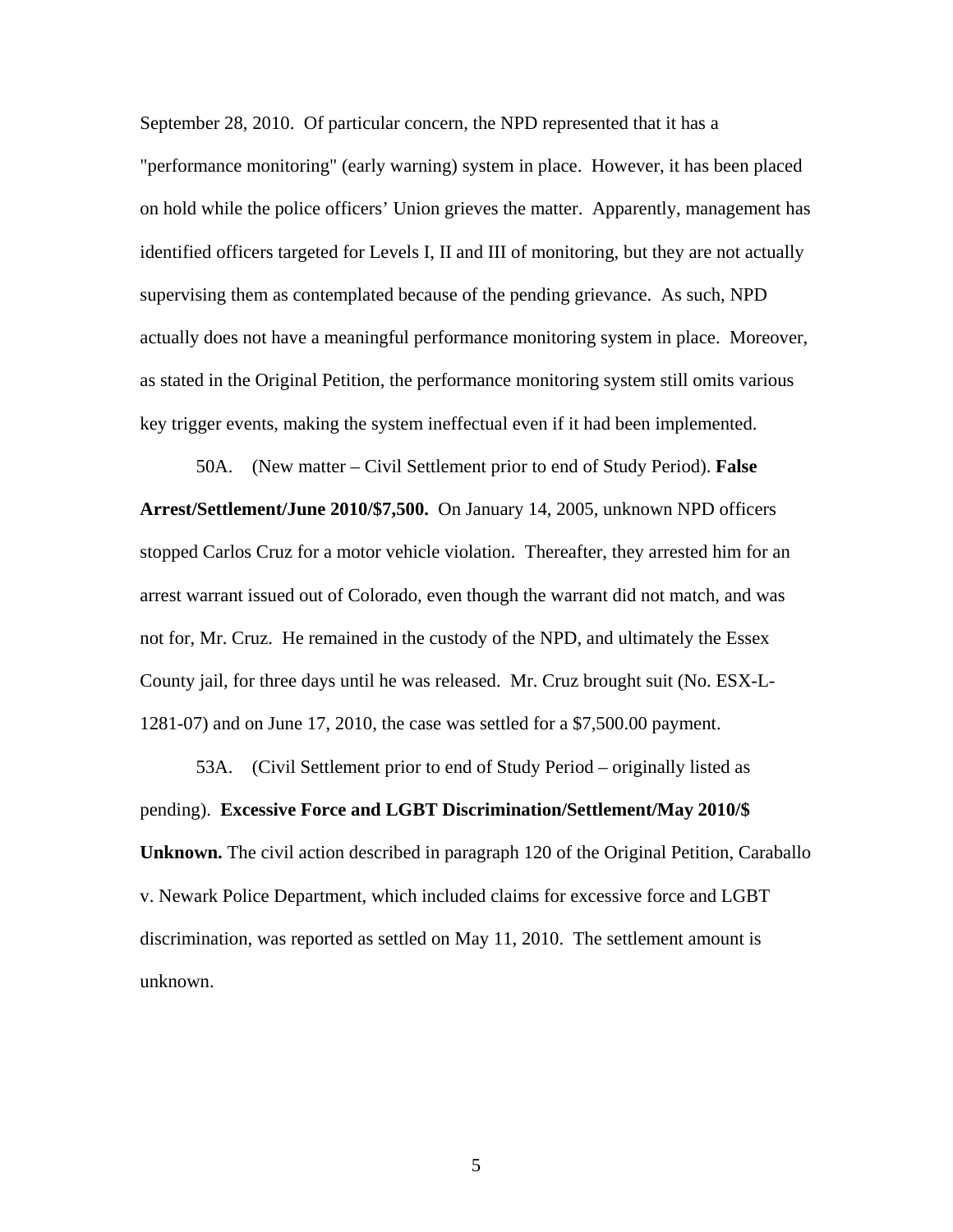September 28, 2010. Of particular concern, the NPD represented that it has a "performance monitoring" (early warning) system in place. However, it has been placed on hold while the police officers' Union grieves the matter. Apparently, management has identified officers targeted for Levels I, II and III of monitoring, but they are not actually supervising them as contemplated because of the pending grievance. As such, NPD actually does not have a meaningful performance monitoring system in place. Moreover, as stated in the Original Petition, the performance monitoring system still omits various key trigger events, making the system ineffectual even if it had been implemented.

50A. (New matter – Civil Settlement prior to end of Study Period). **False Arrest/Settlement/June 2010/$7,500.** On January 14, 2005, unknown NPD officers stopped Carlos Cruz for a motor vehicle violation. Thereafter, they arrested him for an arrest warrant issued out of Colorado, even though the warrant did not match, and was not for, Mr. Cruz. He remained in the custody of the NPD, and ultimately the Essex County jail, for three days until he was released. Mr. Cruz brought suit (No. ESX-L-1281-07) and on June 17, 2010, the case was settled for a $7,500.00 payment.

53A. (Civil Settlement prior to end of Study Period – originally listed as pending). **Excessive Force and LGBT Discrimination/Settlement/May 2010/$ Unknown.** The civil action described in paragraph 120 of the Original Petition, Caraballo v. Newark Police Department, which included claims for excessive force and LGBT discrimination, was reported as settled on May 11, 2010. The settlement amount is unknown.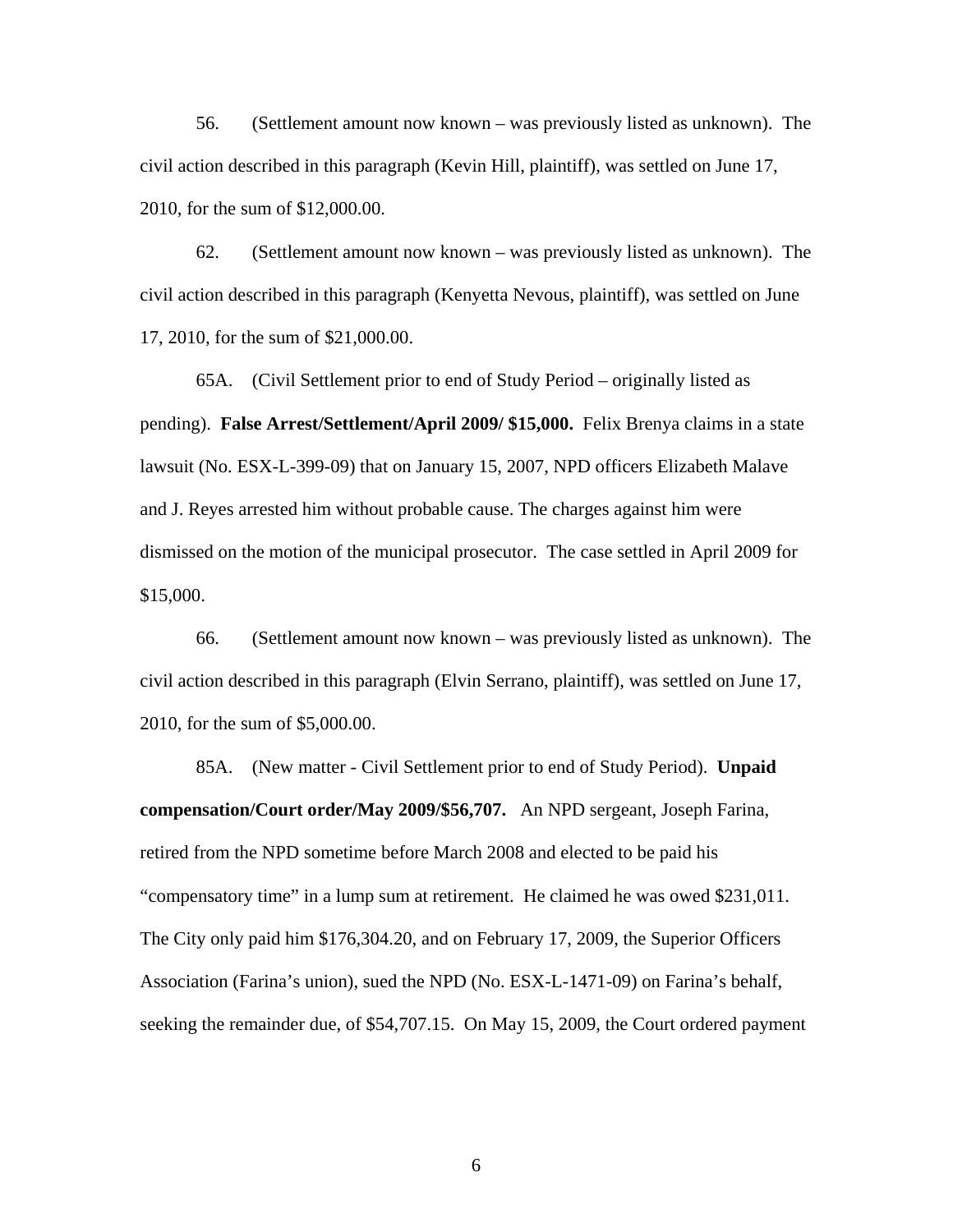56. (Settlement amount now known – was previously listed as unknown). The civil action described in this paragraph (Kevin Hill, plaintiff), was settled on June 17, 2010, for the sum of $12,000.00.

62. (Settlement amount now known – was previously listed as unknown). The civil action described in this paragraph (Kenyetta Nevous, plaintiff), was settled on June 17, 2010, for the sum of $21,000.00.

65A. (Civil Settlement prior to end of Study Period – originally listed as pending). **False Arrest/Settlement/April 2009/ $15,000.** Felix Brenya claims in a state lawsuit (No. ESX-L-399-09) that on January 15, 2007, NPD officers Elizabeth Malave and J. Reyes arrested him without probable cause. The charges against him were dismissed on the motion of the municipal prosecutor. The case settled in April 2009 for $15,000.

66. (Settlement amount now known – was previously listed as unknown). The civil action described in this paragraph (Elvin Serrano, plaintiff), was settled on June 17, 2010, for the sum of $5,000.00.

85A. (New matter - Civil Settlement prior to end of Study Period). **Unpaid compensation/Court order/May 2009/$56,707.** An NPD sergeant, Joseph Farina, retired from the NPD sometime before March 2008 and elected to be paid his "compensatory time" in a lump sum at retirement. He claimed he was owed $231,011. The City only paid him $176,304.20, and on February 17, 2009, the Superior Officers Association (Farina's union), sued the NPD (No. ESX-L-1471-09) on Farina's behalf, seeking the remainder due, of $54,707.15. On May 15, 2009, the Court ordered payment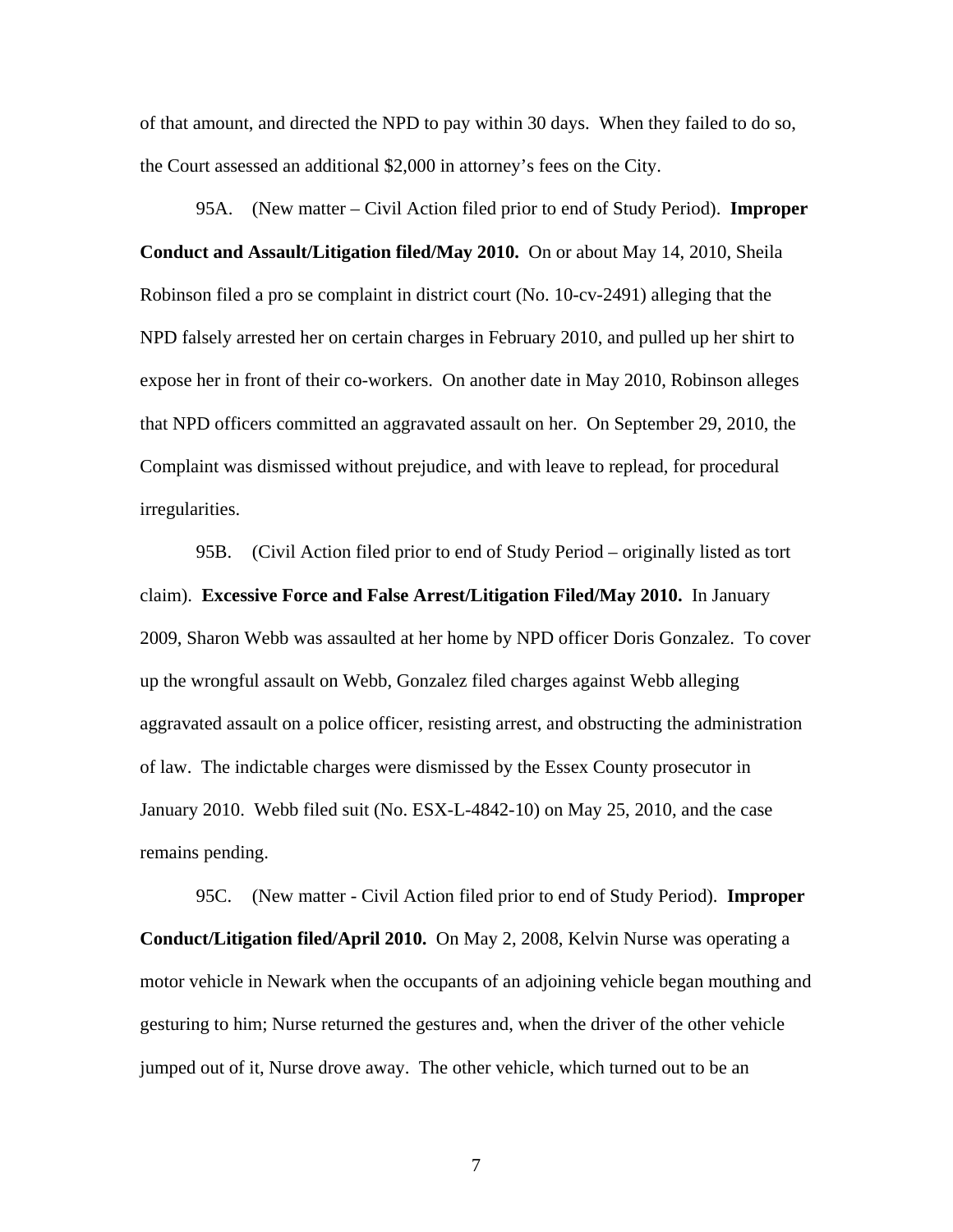of that amount, and directed the NPD to pay within 30 days. When they failed to do so, the Court assessed an additional $2,000 in attorney's fees on the City.

95A. (New matter – Civil Action filed prior to end of Study Period). **Improper Conduct and Assault/Litigation filed/May 2010.** On or about May 14, 2010, Sheila Robinson filed a pro se complaint in district court (No. 10-cv-2491) alleging that the NPD falsely arrested her on certain charges in February 2010, and pulled up her shirt to expose her in front of their co-workers. On another date in May 2010, Robinson alleges that NPD officers committed an aggravated assault on her. On September 29, 2010, the Complaint was dismissed without prejudice, and with leave to replead, for procedural irregularities.

95B. (Civil Action filed prior to end of Study Period – originally listed as tort claim). **Excessive Force and False Arrest/Litigation Filed/May 2010.** In January 2009, Sharon Webb was assaulted at her home by NPD officer Doris Gonzalez. To cover up the wrongful assault on Webb, Gonzalez filed charges against Webb alleging aggravated assault on a police officer, resisting arrest, and obstructing the administration of law. The indictable charges were dismissed by the Essex County prosecutor in January 2010. Webb filed suit (No. ESX-L-4842-10) on May 25, 2010, and the case remains pending.

95C. (New matter - Civil Action filed prior to end of Study Period). **Improper Conduct/Litigation filed/April 2010.** On May 2, 2008, Kelvin Nurse was operating a motor vehicle in Newark when the occupants of an adjoining vehicle began mouthing and gesturing to him; Nurse returned the gestures and, when the driver of the other vehicle jumped out of it, Nurse drove away. The other vehicle, which turned out to be an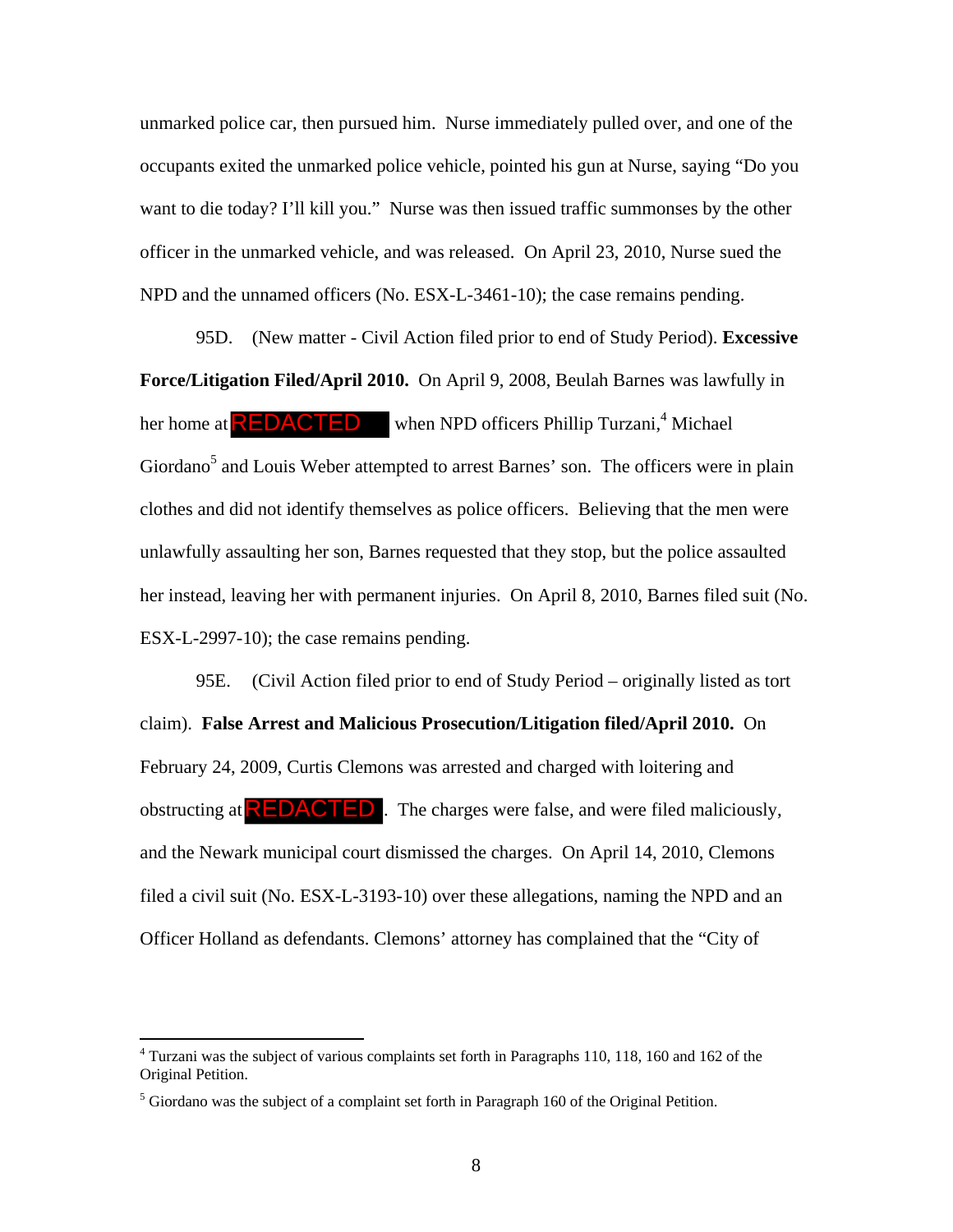unmarked police car, then pursued him. Nurse immediately pulled over, and one of the occupants exited the unmarked police vehicle, pointed his gun at Nurse, saying "Do you want to die today? I'll kill you." Nurse was then issued traffic summonses by the other officer in the unmarked vehicle, and was released. On April 23, 2010, Nurse sued the NPD and the unnamed officers (No. ESX-L-3461-10); the case remains pending.

95D. (New matter - Civil Action filed prior to end of Study Period). **Excessive Force/Litigation Filed/April 2010.** On April 9, 2008, Beulah Barnes was lawfully in her home at REDACTED when NPD officers Phillip Turzani,[4] Michael Giordano[5] and Louis Weber attempted to arrest Barnes' son. The officers were in plain clothes and did not identify themselves as police officers. Believing that the men were unlawfully assaulting her son, Barnes requested that they stop, but the police assaulted her instead, leaving her with permanent injuries. On April 8, 2010, Barnes filed suit (No. ESX-L-2997-10); the case remains pending.

95E. (Civil Action filed prior to end of Study Period – originally listed as tort claim). **False Arrest and Malicious Prosecution/Litigation filed/April 2010.** On February 24, 2009, Curtis Clemons was arrested and charged with loitering and obstructing at REDACTED. The charges were false, and were filed maliciously, and the Newark municipal court dismissed the charges. On April 14, 2010, Clemons filed a civil suit (No. ESX-L-3193-10) over these allegations, naming the NPD and an Officer Holland as defendants. Clemons' attorney has complained that the "City of

---

[4] Turzani was the subject of various complaints set forth in Paragraphs 110, 118, 160 and 162 of the Original Petition.

[5] Giordano was the subject of a complaint set forth in Paragraph 160 of the Original Petition.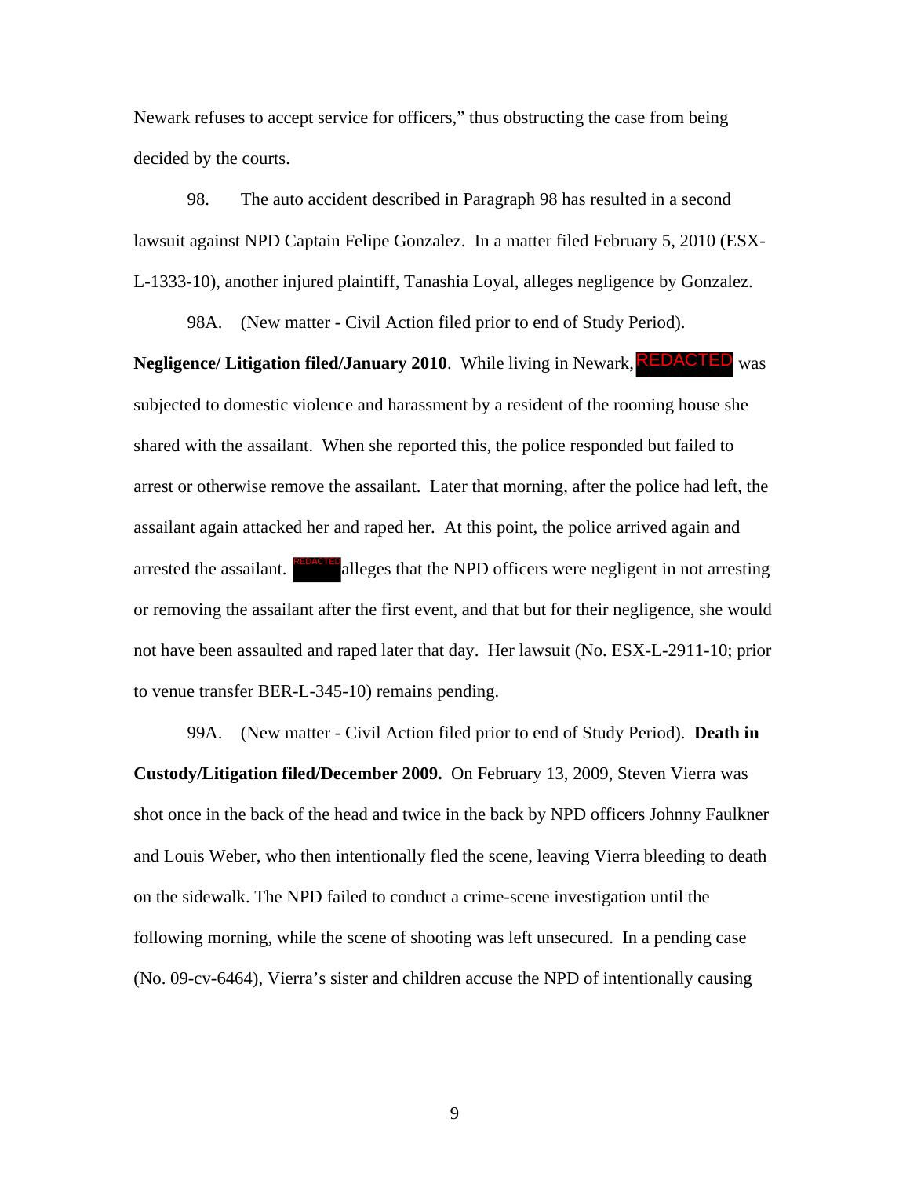Newark refuses to accept service for officers," thus obstructing the case from being decided by the courts.

98. The auto accident described in Paragraph 98 has resulted in a second lawsuit against NPD Captain Felipe Gonzalez. In a matter filed February 5, 2010 (ESX-L-1333-10), another injured plaintiff, Tanashia Loyal, alleges negligence by Gonzalez.

98A. (New matter - Civil Action filed prior to end of Study Period). **Negligence/ Litigation filed/January 2010**. While living in Newark, REDACTED was subjected to domestic violence and harassment by a resident of the rooming house she shared with the assailant. When she reported this, the police responded but failed to arrest or otherwise remove the assailant. Later that morning, after the police had left, the assailant again attacked her and raped her. At this point, the police arrived again and arrested the assailant. REDACTED alleges that the NPD officers were negligent in not arresting or removing the assailant after the first event, and that but for their negligence, she would not have been assaulted and raped later that day. Her lawsuit (No. ESX-L-2911-10; prior to venue transfer BER-L-345-10) remains pending.

99A. (New matter - Civil Action filed prior to end of Study Period). **Death in Custody/Litigation filed/December 2009.** On February 13, 2009, Steven Vierra was shot once in the back of the head and twice in the back by NPD officers Johnny Faulkner and Louis Weber, who then intentionally fled the scene, leaving Vierra bleeding to death on the sidewalk. The NPD failed to conduct a crime-scene investigation until the following morning, while the scene of shooting was left unsecured. In a pending case (No. 09-cv-6464), Vierra's sister and children accuse the NPD of intentionally causing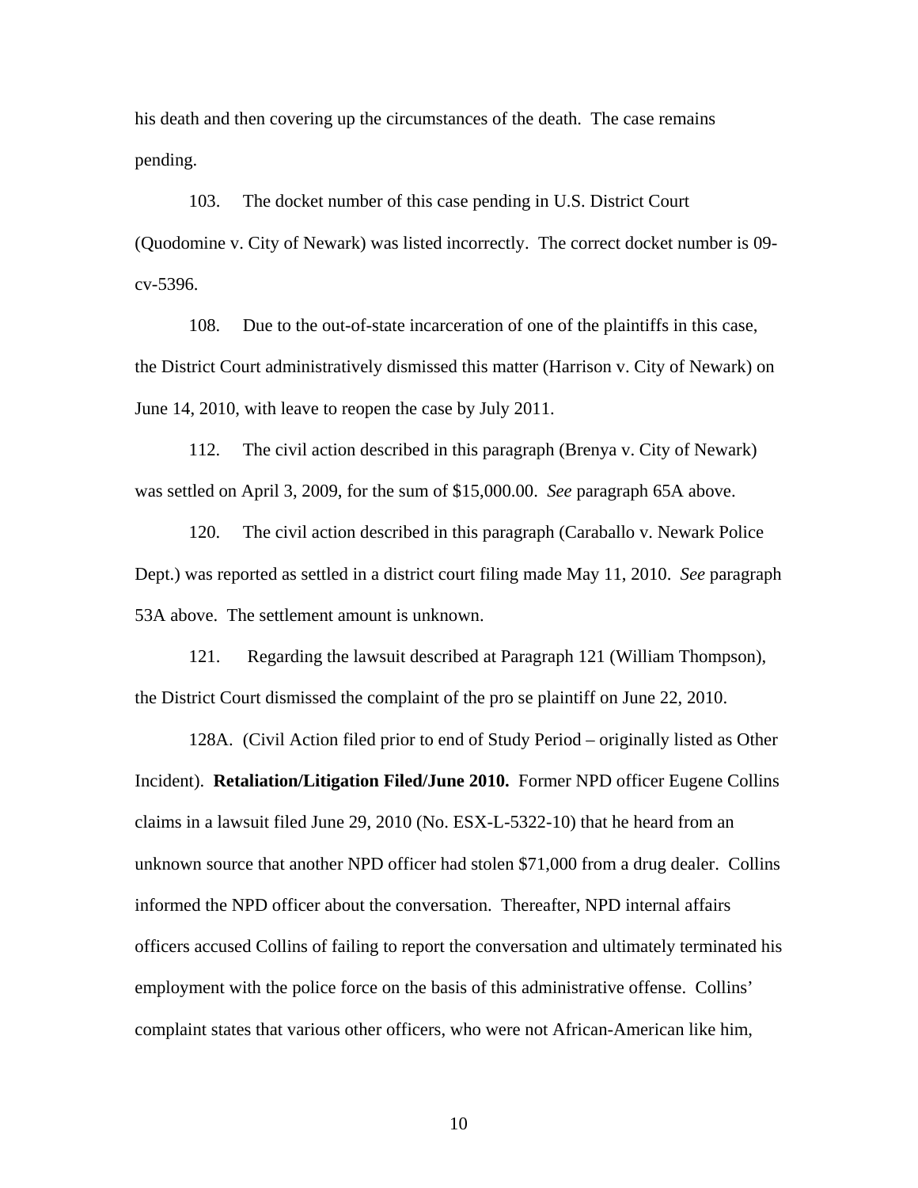his death and then covering up the circumstances of the death. The case remains pending.

103. The docket number of this case pending in U.S. District Court (Quodomine v. City of Newark) was listed incorrectly. The correct docket number is 09-cv-5396.

108. Due to the out-of-state incarceration of one of the plaintiffs in this case, the District Court administratively dismissed this matter (Harrison v. City of Newark) on June 14, 2010, with leave to reopen the case by July 2011.

112. The civil action described in this paragraph (Brenya v. City of Newark) was settled on April 3, 2009, for the sum of $15,000.00. *See* paragraph 65A above.

120. The civil action described in this paragraph (Caraballo v. Newark Police Dept.) was reported as settled in a district court filing made May 11, 2010. *See* paragraph 53A above. The settlement amount is unknown.

121. Regarding the lawsuit described at Paragraph 121 (William Thompson), the District Court dismissed the complaint of the pro se plaintiff on June 22, 2010.

128A. (Civil Action filed prior to end of Study Period – originally listed as Other Incident). **Retaliation/Litigation Filed/June 2010.** Former NPD officer Eugene Collins claims in a lawsuit filed June 29, 2010 (No. ESX-L-5322-10) that he heard from an unknown source that another NPD officer had stolen $71,000 from a drug dealer. Collins informed the NPD officer about the conversation. Thereafter, NPD internal affairs officers accused Collins of failing to report the conversation and ultimately terminated his employment with the police force on the basis of this administrative offense. Collins' complaint states that various other officers, who were not African-American like him,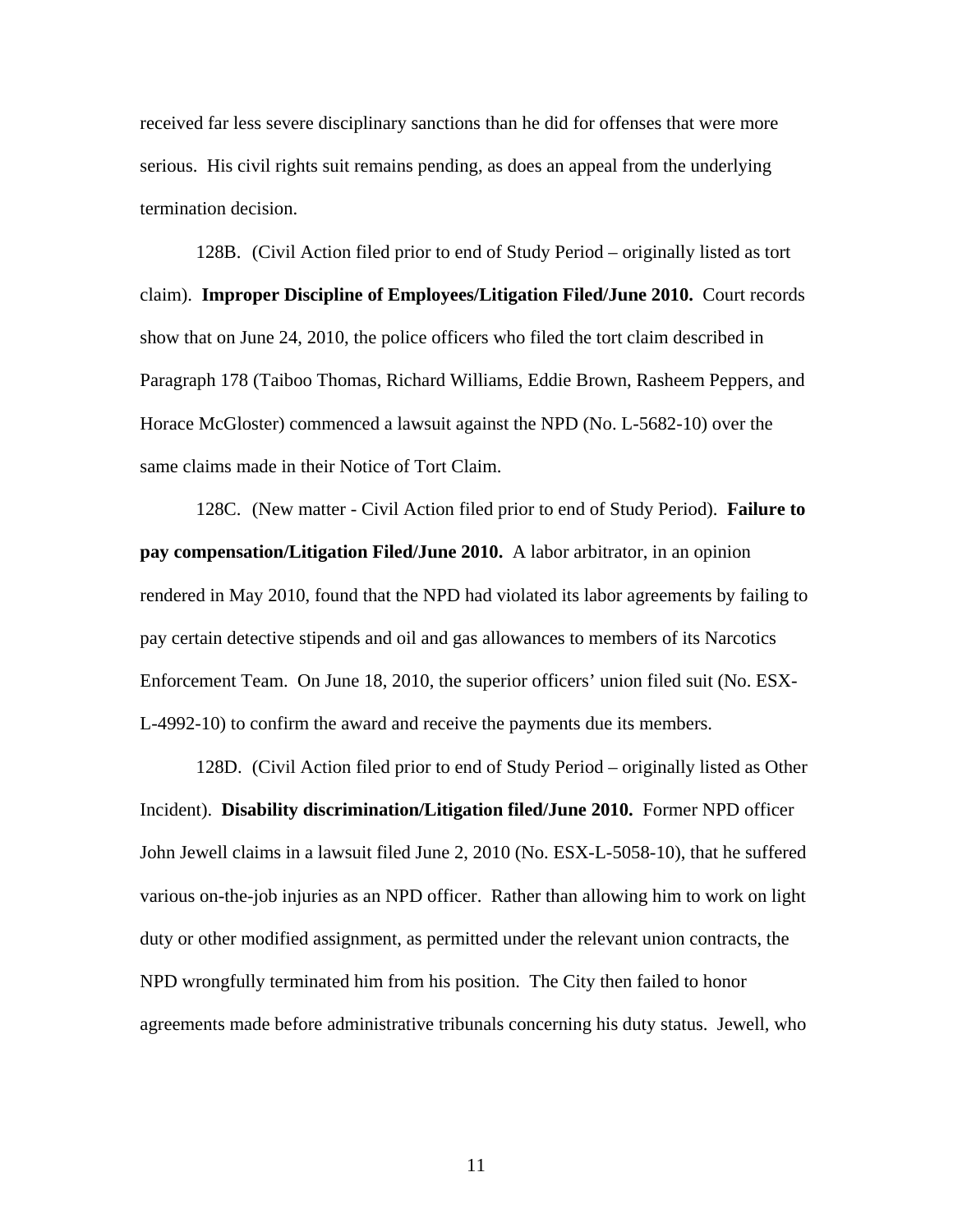received far less severe disciplinary sanctions than he did for offenses that were more serious. His civil rights suit remains pending, as does an appeal from the underlying termination decision.

128B. (Civil Action filed prior to end of Study Period – originally listed as tort claim). **Improper Discipline of Employees/Litigation Filed/June 2010.** Court records show that on June 24, 2010, the police officers who filed the tort claim described in Paragraph 178 (Taiboo Thomas, Richard Williams, Eddie Brown, Rasheem Peppers, and Horace McGloster) commenced a lawsuit against the NPD (No. L-5682-10) over the same claims made in their Notice of Tort Claim.

128C. (New matter - Civil Action filed prior to end of Study Period). **Failure to pay compensation/Litigation Filed/June 2010.** A labor arbitrator, in an opinion rendered in May 2010, found that the NPD had violated its labor agreements by failing to pay certain detective stipends and oil and gas allowances to members of its Narcotics Enforcement Team. On June 18, 2010, the superior officers' union filed suit (No. ESX-L-4992-10) to confirm the award and receive the payments due its members.

128D. (Civil Action filed prior to end of Study Period – originally listed as Other Incident). **Disability discrimination/Litigation filed/June 2010.** Former NPD officer John Jewell claims in a lawsuit filed June 2, 2010 (No. ESX-L-5058-10), that he suffered various on-the-job injuries as an NPD officer. Rather than allowing him to work on light duty or other modified assignment, as permitted under the relevant union contracts, the NPD wrongfully terminated him from his position. The City then failed to honor agreements made before administrative tribunals concerning his duty status. Jewell, who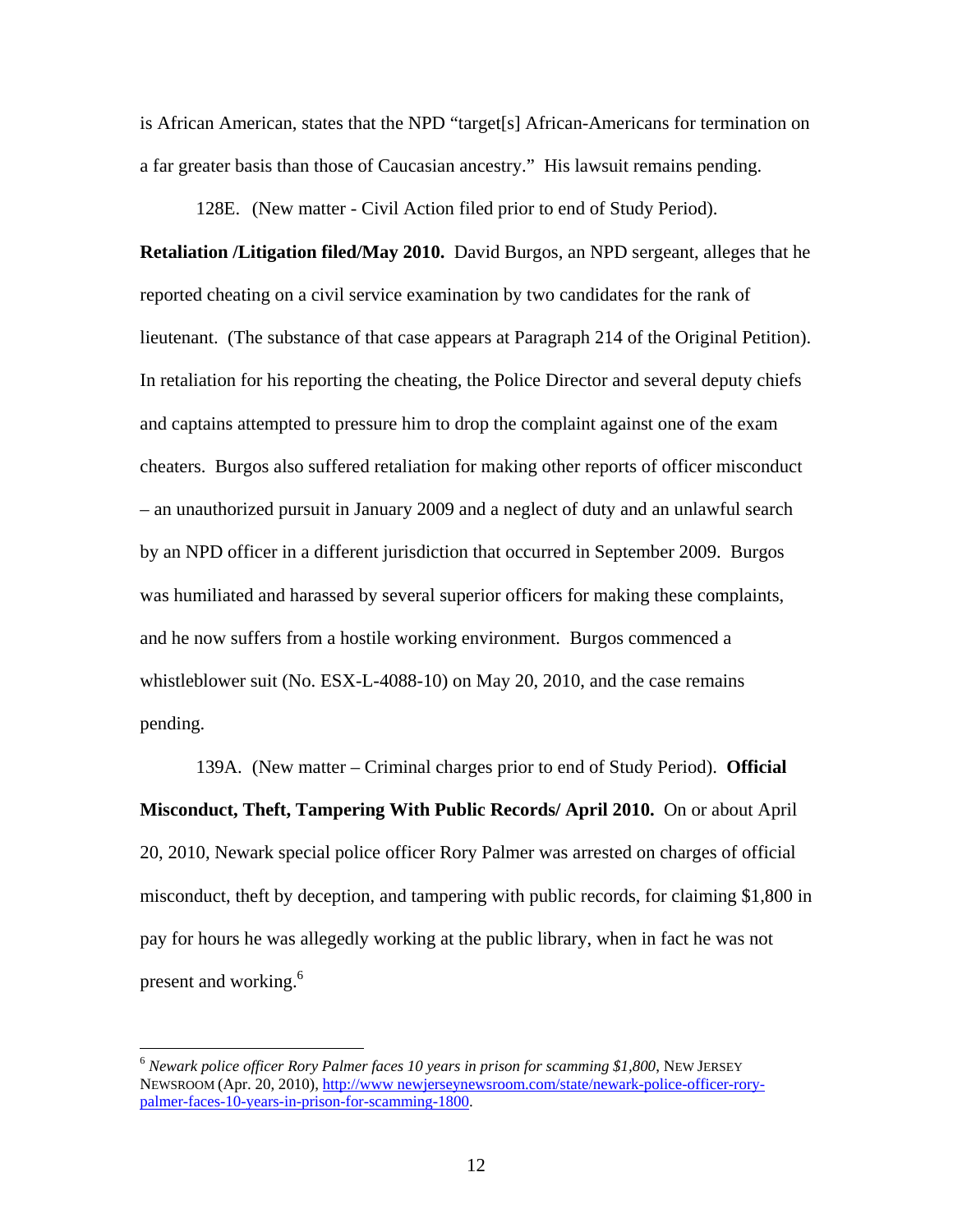is African American, states that the NPD "target[s] African-Americans for termination on a far greater basis than those of Caucasian ancestry." His lawsuit remains pending.

128E. (New matter - Civil Action filed prior to end of Study Period). **Retaliation /Litigation filed/May 2010.** David Burgos, an NPD sergeant, alleges that he reported cheating on a civil service examination by two candidates for the rank of lieutenant. (The substance of that case appears at Paragraph 214 of the Original Petition). In retaliation for his reporting the cheating, the Police Director and several deputy chiefs and captains attempted to pressure him to drop the complaint against one of the exam cheaters. Burgos also suffered retaliation for making other reports of officer misconduct – an unauthorized pursuit in January 2009 and a neglect of duty and an unlawful search by an NPD officer in a different jurisdiction that occurred in September 2009. Burgos was humiliated and harassed by several superior officers for making these complaints, and he now suffers from a hostile working environment. Burgos commenced a whistleblower suit (No. ESX-L-4088-10) on May 20, 2010, and the case remains pending.

139A. (New matter – Criminal charges prior to end of Study Period). **Official Misconduct, Theft, Tampering With Public Records/ April 2010.** On or about April 20, 2010, Newark special police officer Rory Palmer was arrested on charges of official misconduct, theft by deception, and tampering with public records, for claiming $1,800 in pay for hours he was allegedly working at the public library, when in fact he was not present and working.[6]

---

[6] *Newark police officer Rory Palmer faces 10 years in prison for scamming $1,800*, NEW JERSEY NEWSROOM (Apr. 20, 2010), http://www newjerseynewsroom.com/state/newark-police-officer-rory-palmer-faces-10-years-in-prison-for-scamming-1800.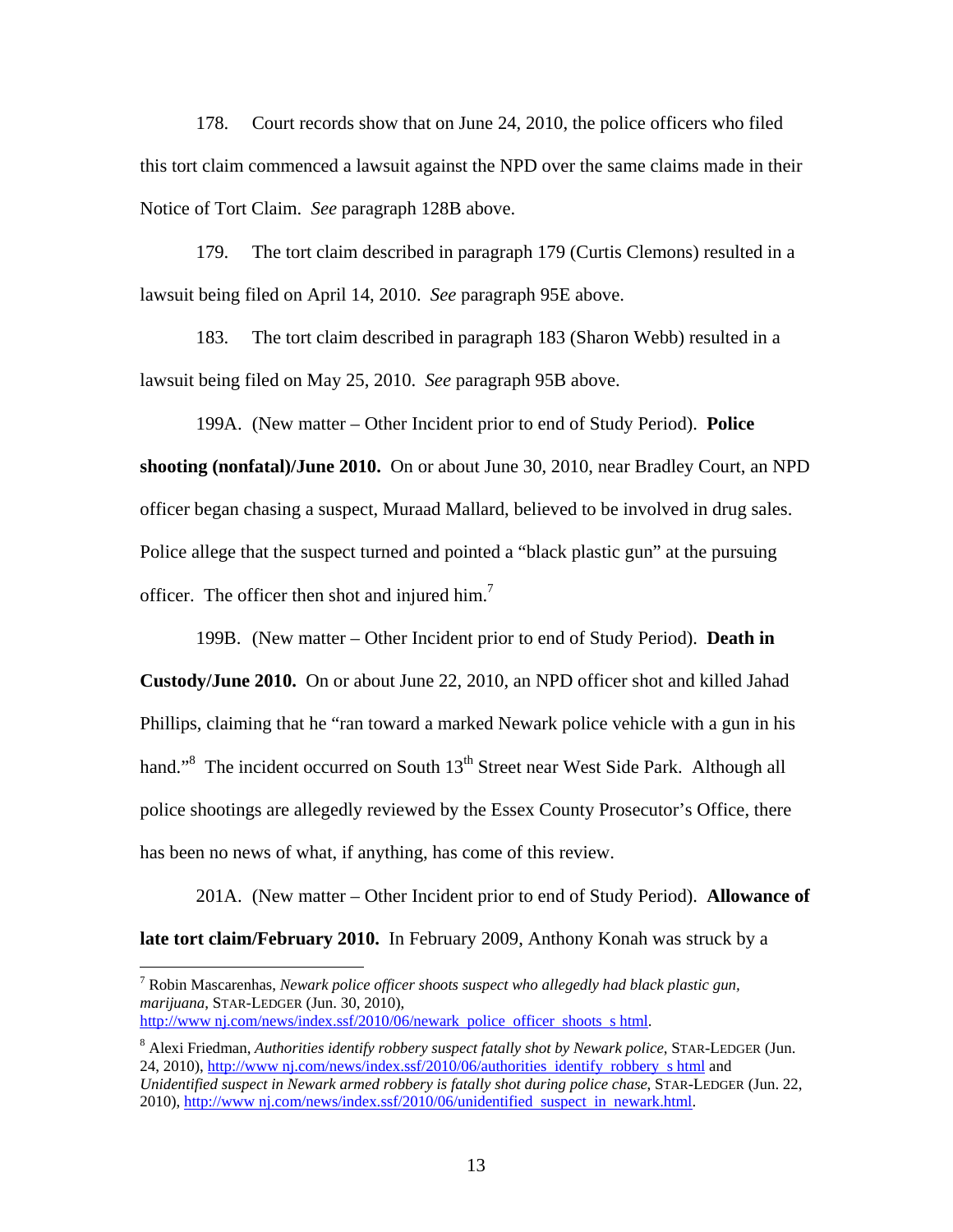178. Court records show that on June 24, 2010, the police officers who filed this tort claim commenced a lawsuit against the NPD over the same claims made in their Notice of Tort Claim. *See* paragraph 128B above.

179. The tort claim described in paragraph 179 (Curtis Clemons) resulted in a lawsuit being filed on April 14, 2010. *See* paragraph 95E above.

183. The tort claim described in paragraph 183 (Sharon Webb) resulted in a lawsuit being filed on May 25, 2010. *See* paragraph 95B above.

199A. (New matter – Other Incident prior to end of Study Period). **Police shooting (nonfatal)/June 2010.** On or about June 30, 2010, near Bradley Court, an NPD officer began chasing a suspect, Muraad Mallard, believed to be involved in drug sales. Police allege that the suspect turned and pointed a "black plastic gun" at the pursuing officer. The officer then shot and injured him.[7]

199B. (New matter – Other Incident prior to end of Study Period). **Death in Custody/June 2010.** On or about June 22, 2010, an NPD officer shot and killed Jahad Phillips, claiming that he "ran toward a marked Newark police vehicle with a gun in his hand."[8] The incident occurred on South 13th Street near West Side Park. Although all police shootings are allegedly reviewed by the Essex County Prosecutor's Office, there has been no news of what, if anything, has come of this review.

201A. (New matter – Other Incident prior to end of Study Period). **Allowance of late tort claim/February 2010.** In February 2009, Anthony Konah was struck by a

---

[7] Robin Mascarenhas, *Newark police officer shoots suspect who allegedly had black plastic gun, marijuana*, STAR-LEDGER (Jun. 30, 2010), http://www nj.com/news/index.ssf/2010/06/newark_police_officer_shoots_s html.

[8] Alexi Friedman, *Authorities identify robbery suspect fatally shot by Newark police*, STAR-LEDGER (Jun. 24, 2010), http://www nj.com/news/index.ssf/2010/06/authorities_identify_robbery_s html and *Unidentified suspect in Newark armed robbery is fatally shot during police chase*, STAR-LEDGER (Jun. 22, 2010), http://www nj.com/news/index.ssf/2010/06/unidentified_suspect_in_newark.html.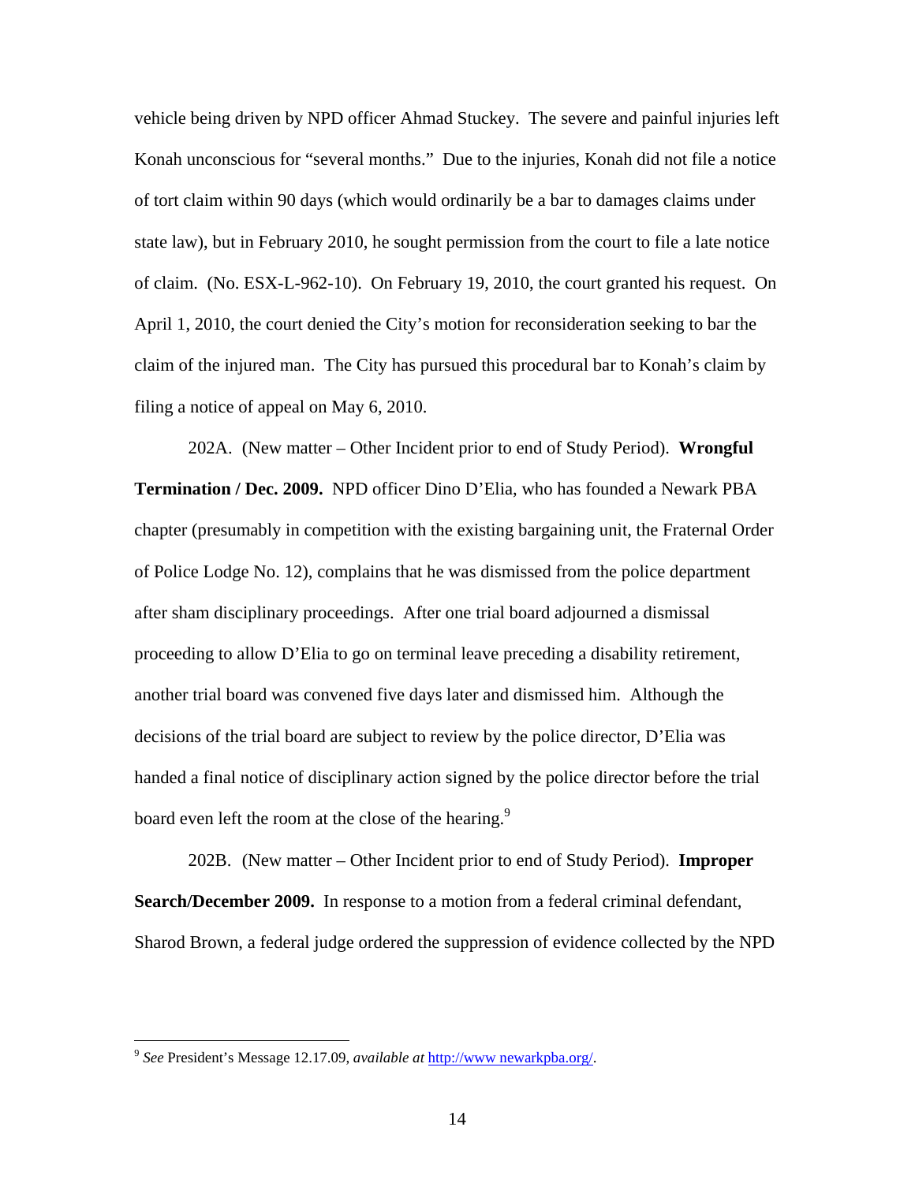vehicle being driven by NPD officer Ahmad Stuckey. The severe and painful injuries left Konah unconscious for "several months." Due to the injuries, Konah did not file a notice of tort claim within 90 days (which would ordinarily be a bar to damages claims under state law), but in February 2010, he sought permission from the court to file a late notice of claim. (No. ESX-L-962-10). On February 19, 2010, the court granted his request. On April 1, 2010, the court denied the City's motion for reconsideration seeking to bar the claim of the injured man. The City has pursued this procedural bar to Konah's claim by filing a notice of appeal on May 6, 2010.

202A. (New matter – Other Incident prior to end of Study Period). **Wrongful Termination / Dec. 2009.** NPD officer Dino D'Elia, who has founded a Newark PBA chapter (presumably in competition with the existing bargaining unit, the Fraternal Order of Police Lodge No. 12), complains that he was dismissed from the police department after sham disciplinary proceedings. After one trial board adjourned a dismissal proceeding to allow D'Elia to go on terminal leave preceding a disability retirement, another trial board was convened five days later and dismissed him. Although the decisions of the trial board are subject to review by the police director, D'Elia was handed a final notice of disciplinary action signed by the police director before the trial board even left the room at the close of the hearing.[9]

202B. (New matter – Other Incident prior to end of Study Period). **Improper Search/December 2009.** In response to a motion from a federal criminal defendant, Sharod Brown, a federal judge ordered the suppression of evidence collected by the NPD

---

[9] *See* President's Message 12.17.09, *available at* http://www newarkpba.org/.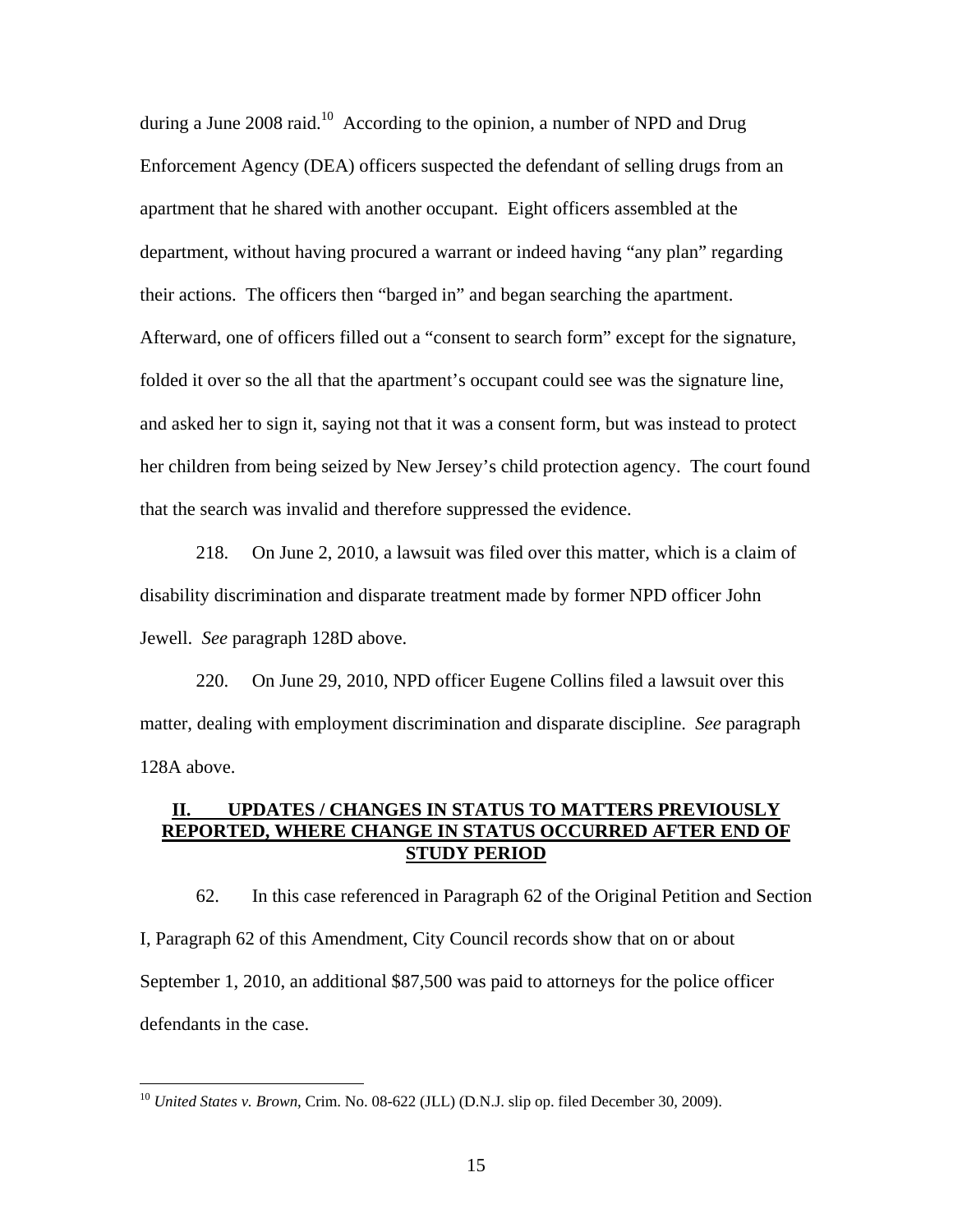during a June 2008 raid.[10] According to the opinion, a number of NPD and Drug Enforcement Agency (DEA) officers suspected the defendant of selling drugs from an apartment that he shared with another occupant. Eight officers assembled at the department, without having procured a warrant or indeed having "any plan" regarding their actions. The officers then "barged in" and began searching the apartment. Afterward, one of officers filled out a "consent to search form" except for the signature, folded it over so the all that the apartment's occupant could see was the signature line, and asked her to sign it, saying not that it was a consent form, but was instead to protect her children from being seized by New Jersey's child protection agency. The court found that the search was invalid and therefore suppressed the evidence.

218. On June 2, 2010, a lawsuit was filed over this matter, which is a claim of disability discrimination and disparate treatment made by former NPD officer John Jewell. *See* paragraph 128D above.

220. On June 29, 2010, NPD officer Eugene Collins filed a lawsuit over this matter, dealing with employment discrimination and disparate discipline. *See* paragraph 128A above.

## **II. UPDATES / CHANGES IN STATUS TO MATTERS PREVIOUSLY REPORTED, WHERE CHANGE IN STATUS OCCURRED AFTER END OF STUDY PERIOD**

62. In this case referenced in Paragraph 62 of the Original Petition and Section I, Paragraph 62 of this Amendment, City Council records show that on or about September 1, 2010, an additional $87,500 was paid to attorneys for the police officer defendants in the case.

[10] *United States v. Brown*, Crim. No. 08-622 (JLL) (D.N.J. slip op. filed December 30, 2009).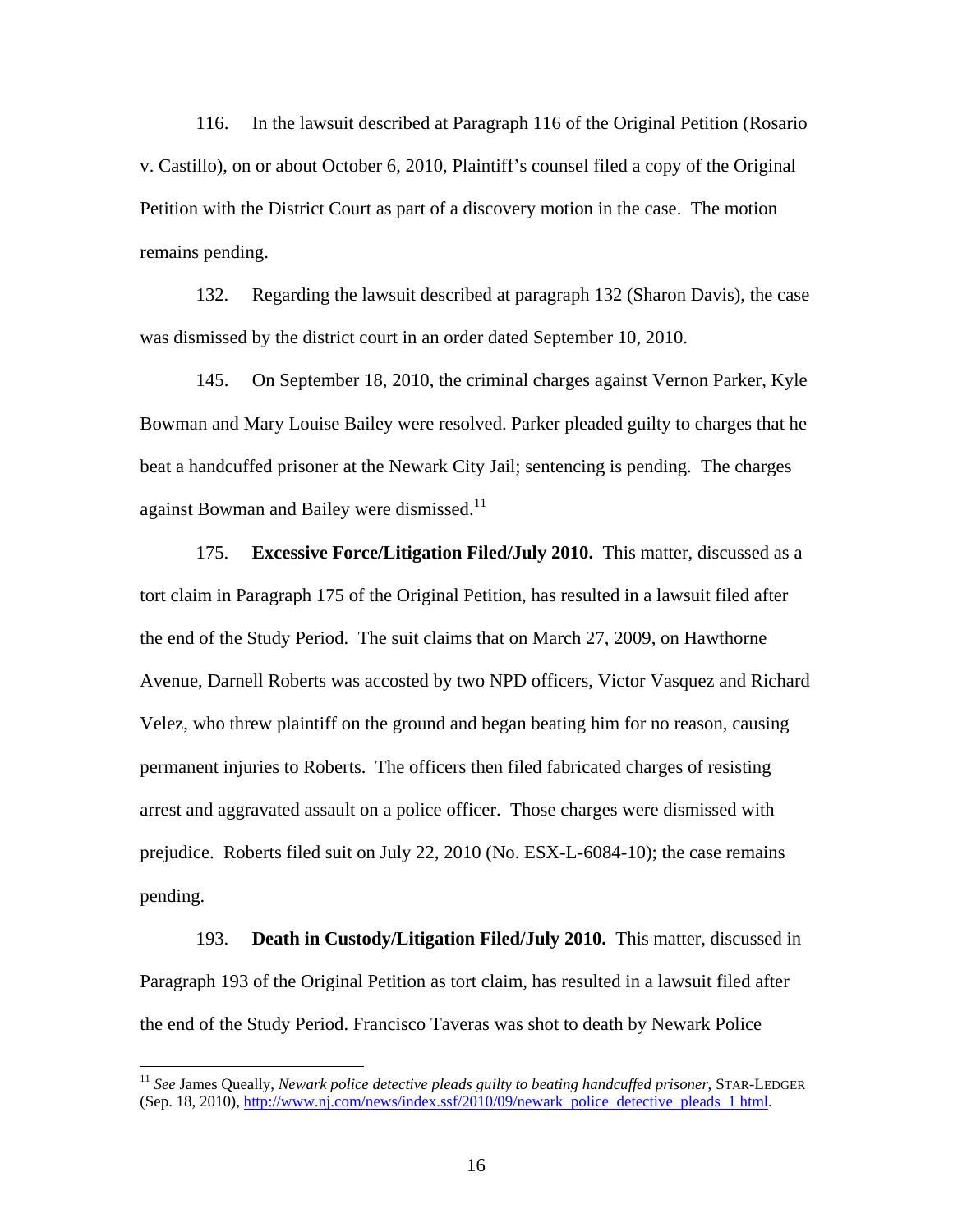116. In the lawsuit described at Paragraph 116 of the Original Petition (Rosario v. Castillo), on or about October 6, 2010, Plaintiff's counsel filed a copy of the Original Petition with the District Court as part of a discovery motion in the case. The motion remains pending.

132. Regarding the lawsuit described at paragraph 132 (Sharon Davis), the case was dismissed by the district court in an order dated September 10, 2010.

145. On September 18, 2010, the criminal charges against Vernon Parker, Kyle Bowman and Mary Louise Bailey were resolved. Parker pleaded guilty to charges that he beat a handcuffed prisoner at the Newark City Jail; sentencing is pending. The charges against Bowman and Bailey were dismissed.[11]

175. **Excessive Force/Litigation Filed/July 2010.** This matter, discussed as a tort claim in Paragraph 175 of the Original Petition, has resulted in a lawsuit filed after the end of the Study Period. The suit claims that on March 27, 2009, on Hawthorne Avenue, Darnell Roberts was accosted by two NPD officers, Victor Vasquez and Richard Velez, who threw plaintiff on the ground and began beating him for no reason, causing permanent injuries to Roberts. The officers then filed fabricated charges of resisting arrest and aggravated assault on a police officer. Those charges were dismissed with prejudice. Roberts filed suit on July 22, 2010 (No. ESX-L-6084-10); the case remains pending.

193. **Death in Custody/Litigation Filed/July 2010.** This matter, discussed in Paragraph 193 of the Original Petition as tort claim, has resulted in a lawsuit filed after the end of the Study Period. Francisco Taveras was shot to death by Newark Police

---

[11] *See* James Queally, *Newark police detective pleads guilty to beating handcuffed prisoner*, STAR-LEDGER (Sep. 18, 2010), http://www.nj.com/news/index.ssf/2010/09/newark_police_detective_pleads_1.html.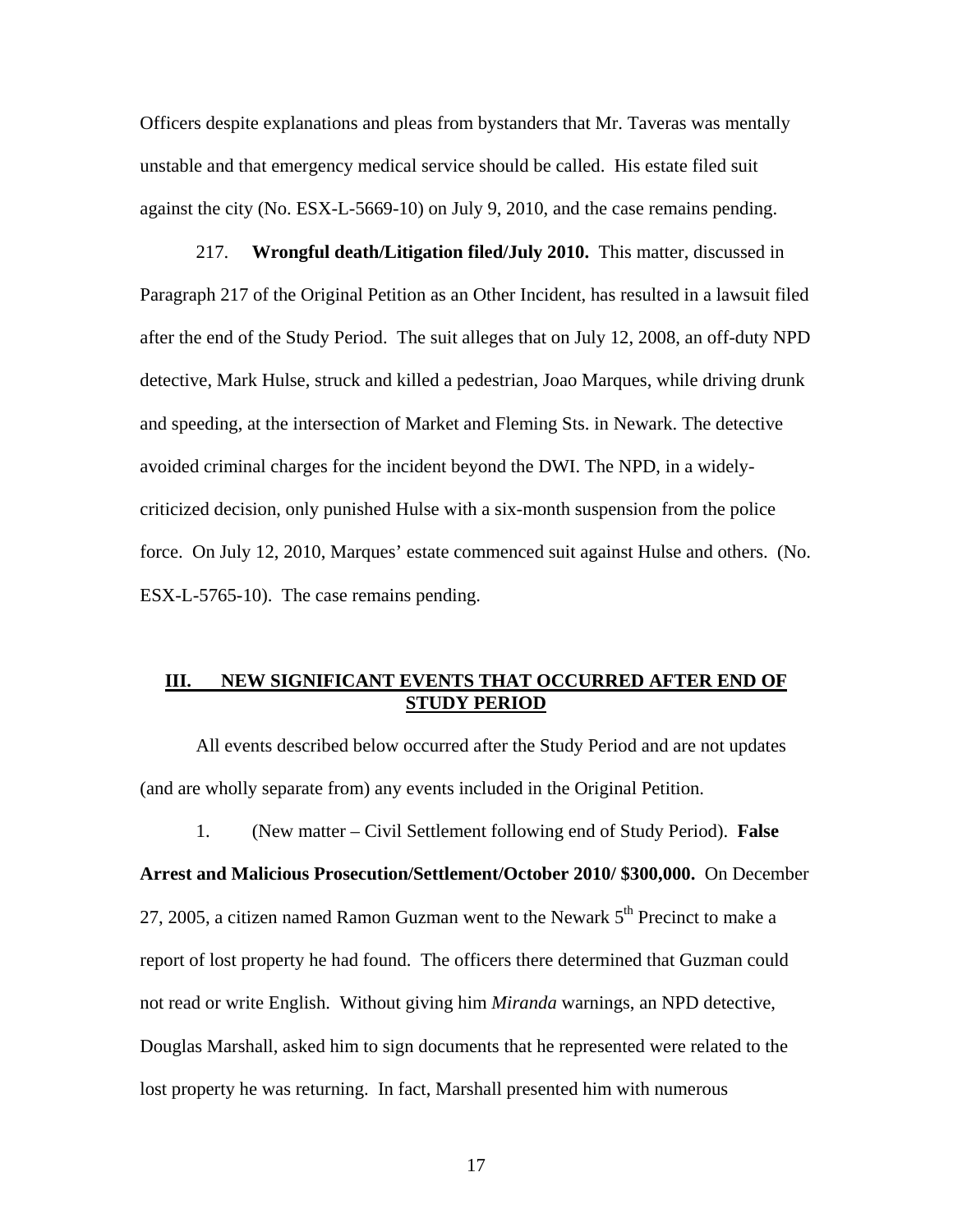Officers despite explanations and pleas from bystanders that Mr. Taveras was mentally unstable and that emergency medical service should be called. His estate filed suit against the city (No. ESX-L-5669-10) on July 9, 2010, and the case remains pending.

217. **Wrongful death/Litigation filed/July 2010.** This matter, discussed in Paragraph 217 of the Original Petition as an Other Incident, has resulted in a lawsuit filed after the end of the Study Period. The suit alleges that on July 12, 2008, an off-duty NPD detective, Mark Hulse, struck and killed a pedestrian, Joao Marques, while driving drunk and speeding, at the intersection of Market and Fleming Sts. in Newark. The detective avoided criminal charges for the incident beyond the DWI. The NPD, in a widely-criticized decision, only punished Hulse with a six-month suspension from the police force. On July 12, 2010, Marques' estate commenced suit against Hulse and others. (No. ESX-L-5765-10). The case remains pending.

## III. NEW SIGNIFICANT EVENTS THAT OCCURRED AFTER END OF STUDY PERIOD

All events described below occurred after the Study Period and are not updates (and are wholly separate from) any events included in the Original Petition.

1. (New matter – Civil Settlement following end of Study Period). **False Arrest and Malicious Prosecution/Settlement/October 2010/ $300,000.** On December 27, 2005, a citizen named Ramon Guzman went to the Newark 5th Precinct to make a report of lost property he had found. The officers there determined that Guzman could not read or write English. Without giving him *Miranda* warnings, an NPD detective, Douglas Marshall, asked him to sign documents that he represented were related to the lost property he was returning. In fact, Marshall presented him with numerous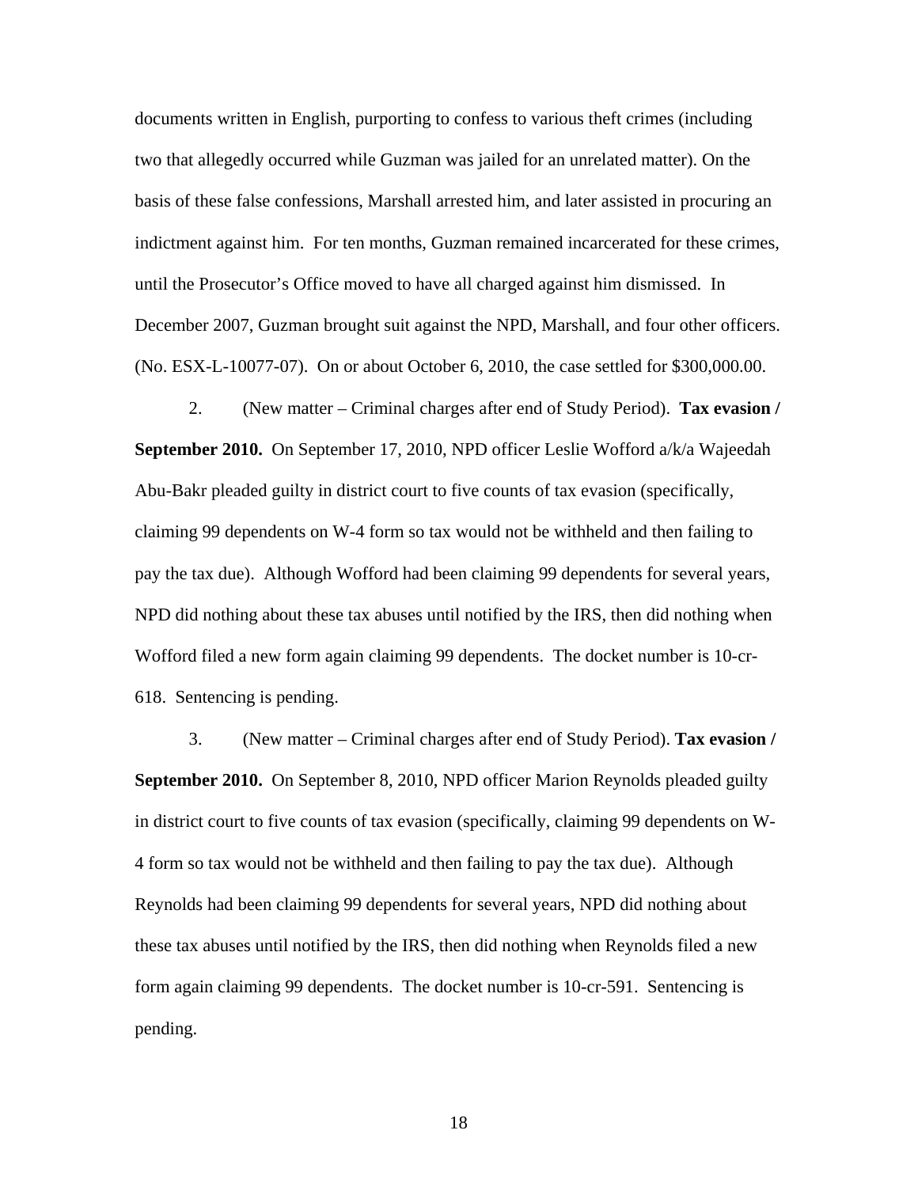documents written in English, purporting to confess to various theft crimes (including two that allegedly occurred while Guzman was jailed for an unrelated matter). On the basis of these false confessions, Marshall arrested him, and later assisted in procuring an indictment against him. For ten months, Guzman remained incarcerated for these crimes, until the Prosecutor's Office moved to have all charged against him dismissed. In December 2007, Guzman brought suit against the NPD, Marshall, and four other officers. (No. ESX-L-10077-07). On or about October 6, 2010, the case settled for $300,000.00.

2. (New matter – Criminal charges after end of Study Period). **Tax evasion / September 2010.** On September 17, 2010, NPD officer Leslie Wofford a/k/a Wajeedah Abu-Bakr pleaded guilty in district court to five counts of tax evasion (specifically, claiming 99 dependents on W-4 form so tax would not be withheld and then failing to pay the tax due). Although Wofford had been claiming 99 dependents for several years, NPD did nothing about these tax abuses until notified by the IRS, then did nothing when Wofford filed a new form again claiming 99 dependents. The docket number is 10-cr-618. Sentencing is pending.

3. (New matter – Criminal charges after end of Study Period). **Tax evasion / September 2010.** On September 8, 2010, NPD officer Marion Reynolds pleaded guilty in district court to five counts of tax evasion (specifically, claiming 99 dependents on W-4 form so tax would not be withheld and then failing to pay the tax due). Although Reynolds had been claiming 99 dependents for several years, NPD did nothing about these tax abuses until notified by the IRS, then did nothing when Reynolds filed a new form again claiming 99 dependents. The docket number is 10-cr-591. Sentencing is pending.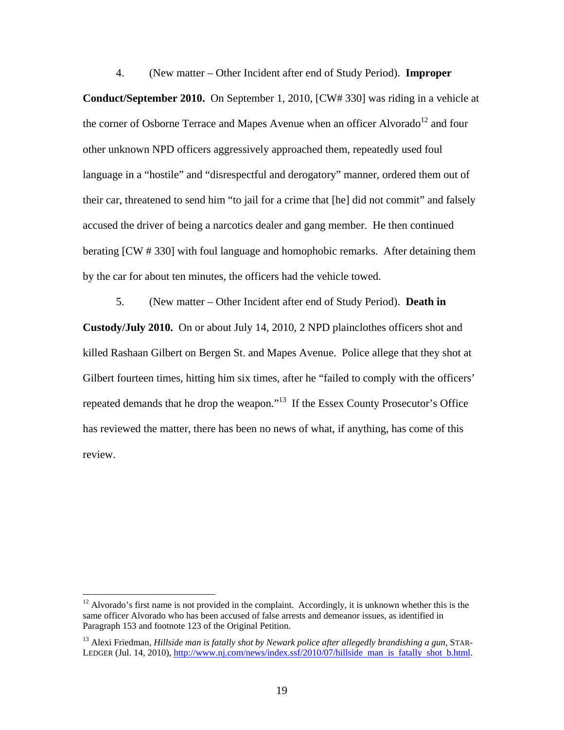4. (New matter – Other Incident after end of Study Period). **Improper Conduct/September 2010.** On September 1, 2010, [CW# 330] was riding in a vehicle at the corner of Osborne Terrace and Mapes Avenue when an officer Alvorado[12] and four other unknown NPD officers aggressively approached them, repeatedly used foul language in a "hostile" and "disrespectful and derogatory" manner, ordered them out of their car, threatened to send him "to jail for a crime that [he] did not commit" and falsely accused the driver of being a narcotics dealer and gang member. He then continued berating [CW # 330] with foul language and homophobic remarks. After detaining them by the car for about ten minutes, the officers had the vehicle towed.

5. (New matter – Other Incident after end of Study Period). **Death in Custody/July 2010.** On or about July 14, 2010, 2 NPD plainclothes officers shot and killed Rashaan Gilbert on Bergen St. and Mapes Avenue. Police allege that they shot at Gilbert fourteen times, hitting him six times, after he "failed to comply with the officers' repeated demands that he drop the weapon."[13] If the Essex County Prosecutor's Office has reviewed the matter, there has been no news of what, if anything, has come of this review.

---

[12] Alvorado's first name is not provided in the complaint. Accordingly, it is unknown whether this is the same officer Alvorado who has been accused of false arrests and demeanor issues, as identified in Paragraph 153 and footnote 123 of the Original Petition.

[13] Alexi Friedman, *Hillside man is fatally shot by Newark police after allegedly brandishing a gun*, STAR-LEDGER (Jul. 14, 2010), http://www.nj.com/news/index.ssf/2010/07/hillside_man_is_fatally_shot_b.html.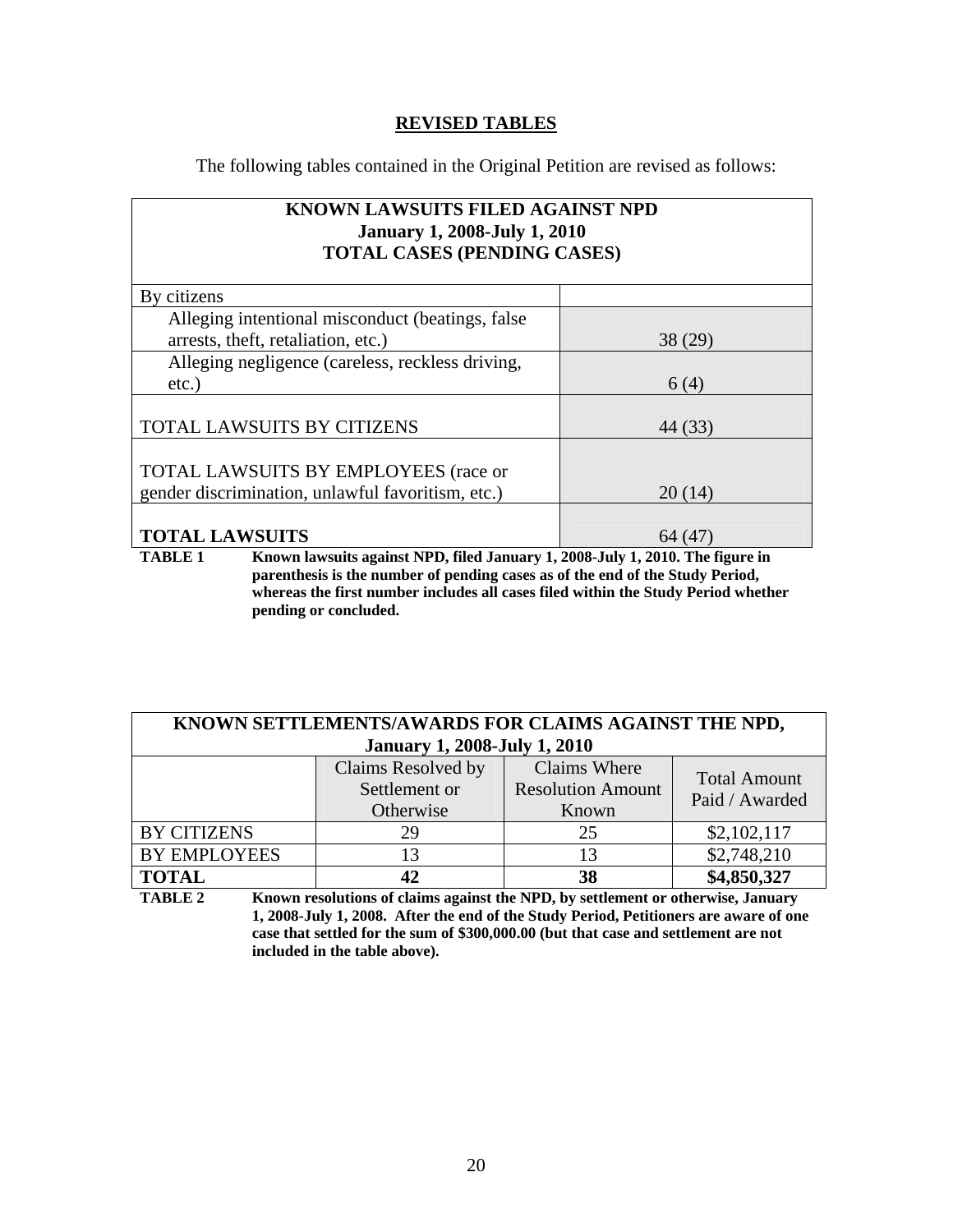## REVISED TABLES

The following tables contained in the Original Petition are revised as follows:

| KNOWN LAWSUITS FILED AGAINST NPD<br>January 1, 2008-July 1, 2010<br>TOTAL CASES (PENDING CASES) | |
|---|---|
| By citizens | |
| Alleging intentional misconduct (beatings, false arrests, theft, retaliation, etc.) | 38 (29) |
| Alleging negligence (careless, reckless driving, etc.) | 6 (4) |
| TOTAL LAWSUITS BY CITIZENS | 44 (33) |
| TOTAL LAWSUITS BY EMPLOYEES (race or gender discrimination, unlawful favoritism, etc.) | 20 (14) |
| **TOTAL LAWSUITS** | 64 (47) |

**TABLE 1** **Known lawsuits against NPD, filed January 1, 2008-July 1, 2010. The figure in parenthesis is the number of pending cases as of the end of the Study Period, whereas the first number includes all cases filed within the Study Period whether pending or concluded.**

| KNOWN SETTLEMENTS/AWARDS FOR CLAIMS AGAINST THE NPD, January 1, 2008-July 1, 2010 | | | |
|---|---|---|---|
| | Claims Resolved by Settlement or Otherwise | Claims Where Resolution Amount Known | Total Amount Paid / Awarded |
| BY CITIZENS | 29 | 25 | $2,102,117 |
| BY EMPLOYEES | 13 | 13 | $2,748,210 |
| **TOTAL** | **42** | **38** | **$4,850,327** |

**TABLE 2** **Known resolutions of claims against the NPD, by settlement or otherwise, January 1, 2008-July 1, 2008. After the end of the Study Period, Petitioners are aware of one case that settled for the sum of $300,000.00 (but that case and settlement are not included in the table above).**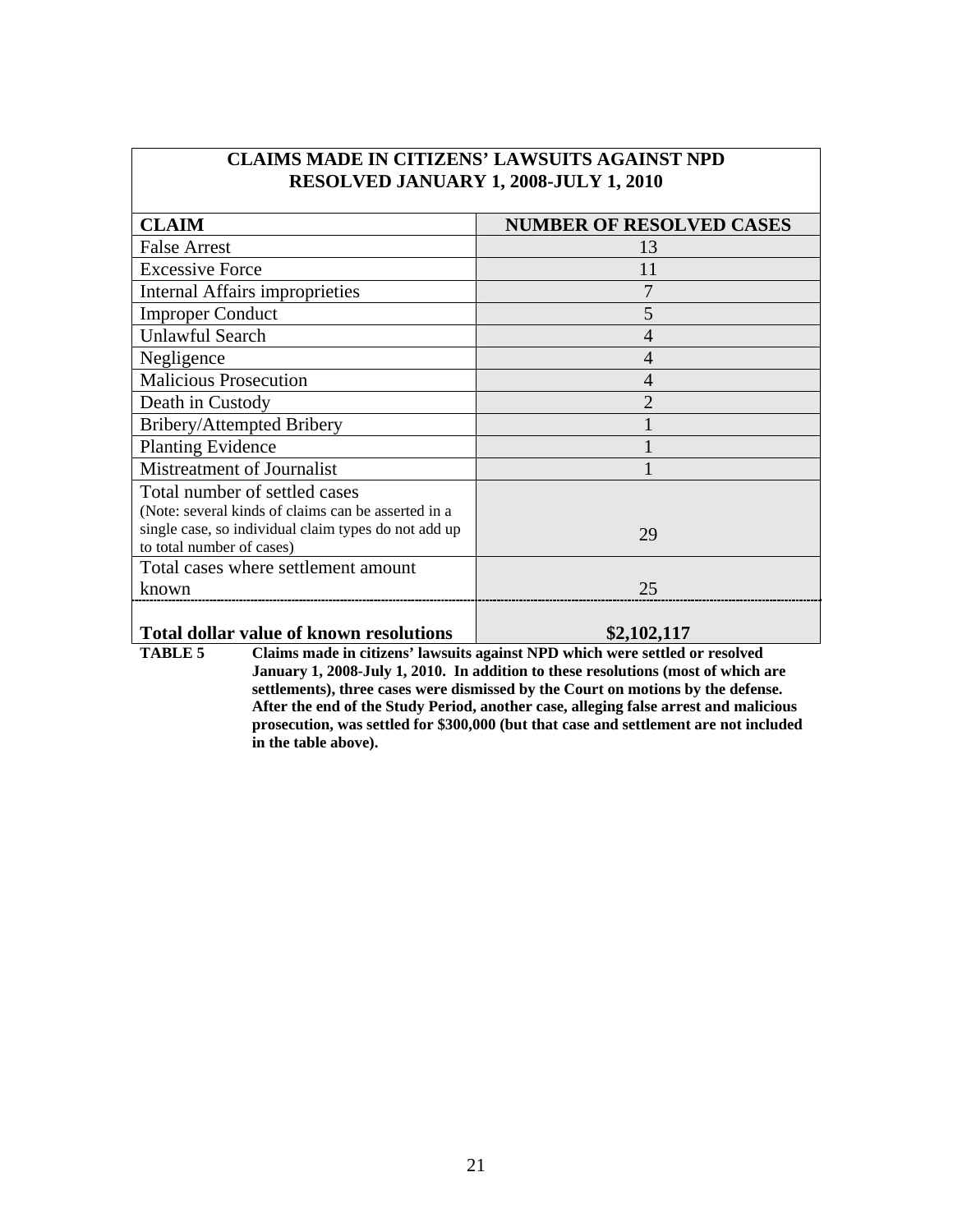| CLAIMS MADE IN CITIZENS' LAWSUITS AGAINST NPD RESOLVED JANUARY 1, 2008-JULY 1, 2010 | |
|---|---|
| **CLAIM** | **NUMBER OF RESOLVED CASES** |
| False Arrest | 13 |
| Excessive Force | 11 |
| Internal Affairs improprieties | 7 |
| Improper Conduct | 5 |
| Unlawful Search | 4 |
| Negligence | 4 |
| Malicious Prosecution | 4 |
| Death in Custody | 2 |
| Bribery/Attempted Bribery | 1 |
| Planting Evidence | 1 |
| Mistreatment of Journalist | 1 |
| Total number of settled cases (Note: several kinds of claims can be asserted in a single case, so individual claim types do not add up to total number of cases) | 29 |
| Total cases where settlement amount known | 25 |
| **Total dollar value of known resolutions** | **$2,102,117** |

**TABLE 5** **Claims made in citizens' lawsuits against NPD which were settled or resolved January 1, 2008-July 1, 2010. In addition to these resolutions (most of which are settlements), three cases were dismissed by the Court on motions by the defense. After the end of the Study Period, another case, alleging false arrest and malicious prosecution, was settled for $300,000 (but that case and settlement are not included in the table above).**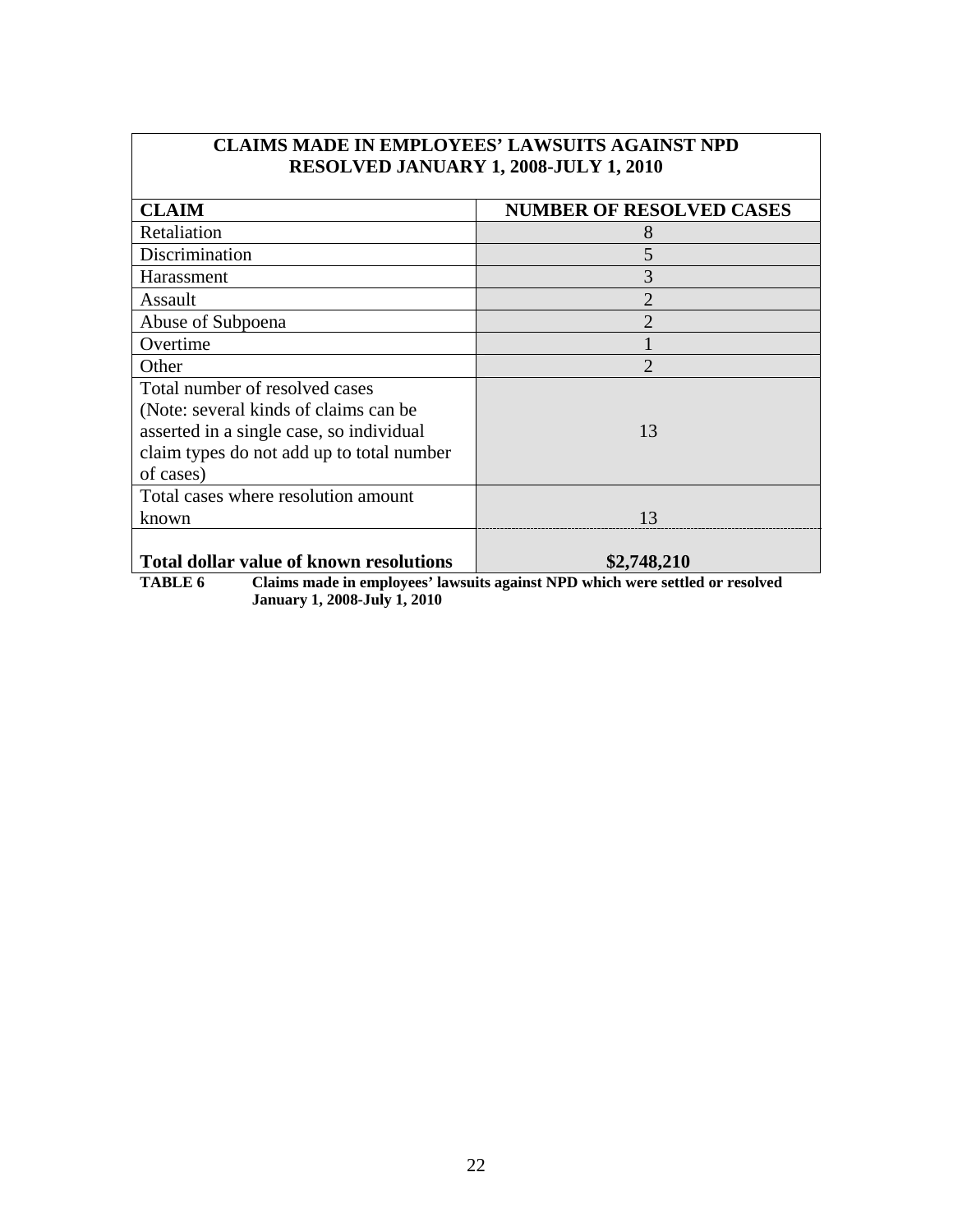| CLAIMS MADE IN EMPLOYEES' LAWSUITS AGAINST NPD RESOLVED JANUARY 1, 2008-JULY 1, 2010 | |
|---|---|
| **CLAIM** | **NUMBER OF RESOLVED CASES** |
| Retaliation | 8 |
| Discrimination | 5 |
| Harassment | 3 |
| Assault | 2 |
| Abuse of Subpoena | 2 |
| Overtime | 1 |
| Other | 2 |
| Total number of resolved cases (Note: several kinds of claims can be asserted in a single case, so individual claim types do not add up to total number of cases) | 13 |
| Total cases where resolution amount known | 13 |
| **Total dollar value of known resolutions** | **$2,748,210** |

**TABLE 6 Claims made in employees' lawsuits against NPD which were settled or resolved January 1, 2008-July 1, 2010**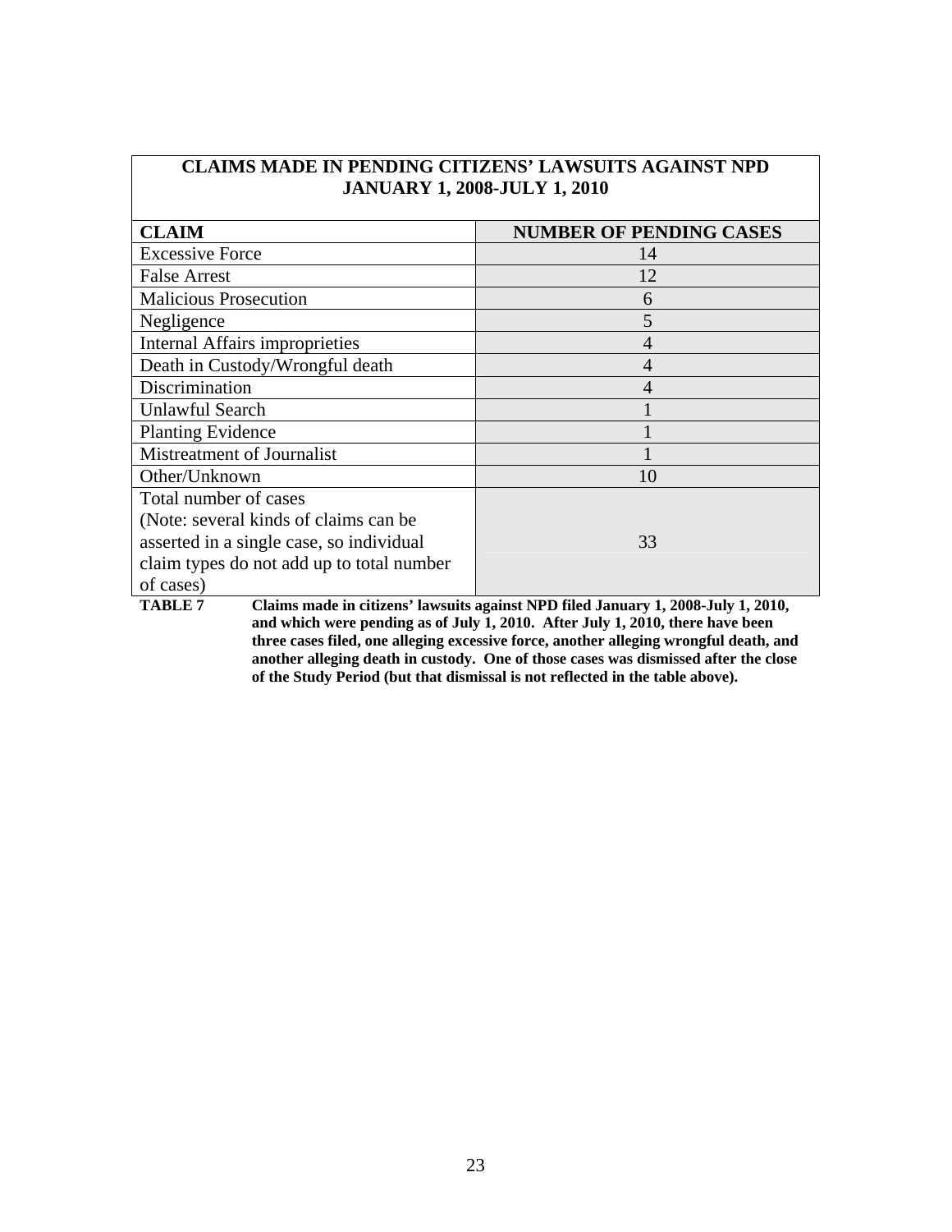| CLAIMS MADE IN PENDING CITIZENS' LAWSUITS AGAINST NPD JANUARY 1, 2008-JULY 1, 2010 | |
|---|---|
| **CLAIM** | **NUMBER OF PENDING CASES** |
| Excessive Force | 14 |
| False Arrest | 12 |
| Malicious Prosecution | 6 |
| Negligence | 5 |
| Internal Affairs improprieties | 4 |
| Death in Custody/Wrongful death | 4 |
| Discrimination | 4 |
| Unlawful Search | 1 |
| Planting Evidence | 1 |
| Mistreatment of Journalist | 1 |
| Other/Unknown | 10 |
| Total number of cases (Note: several kinds of claims can be asserted in a single case, so individual claim types do not add up to total number of cases) | 33 |

**TABLE 7** **Claims made in citizens' lawsuits against NPD filed January 1, 2008-July 1, 2010, and which were pending as of July 1, 2010. After July 1, 2010, there have been three cases filed, one alleging excessive force, another alleging wrongful death, and another alleging death in custody. One of those cases was dismissed after the close of the Study Period (but that dismissal is not reflected in the table above).**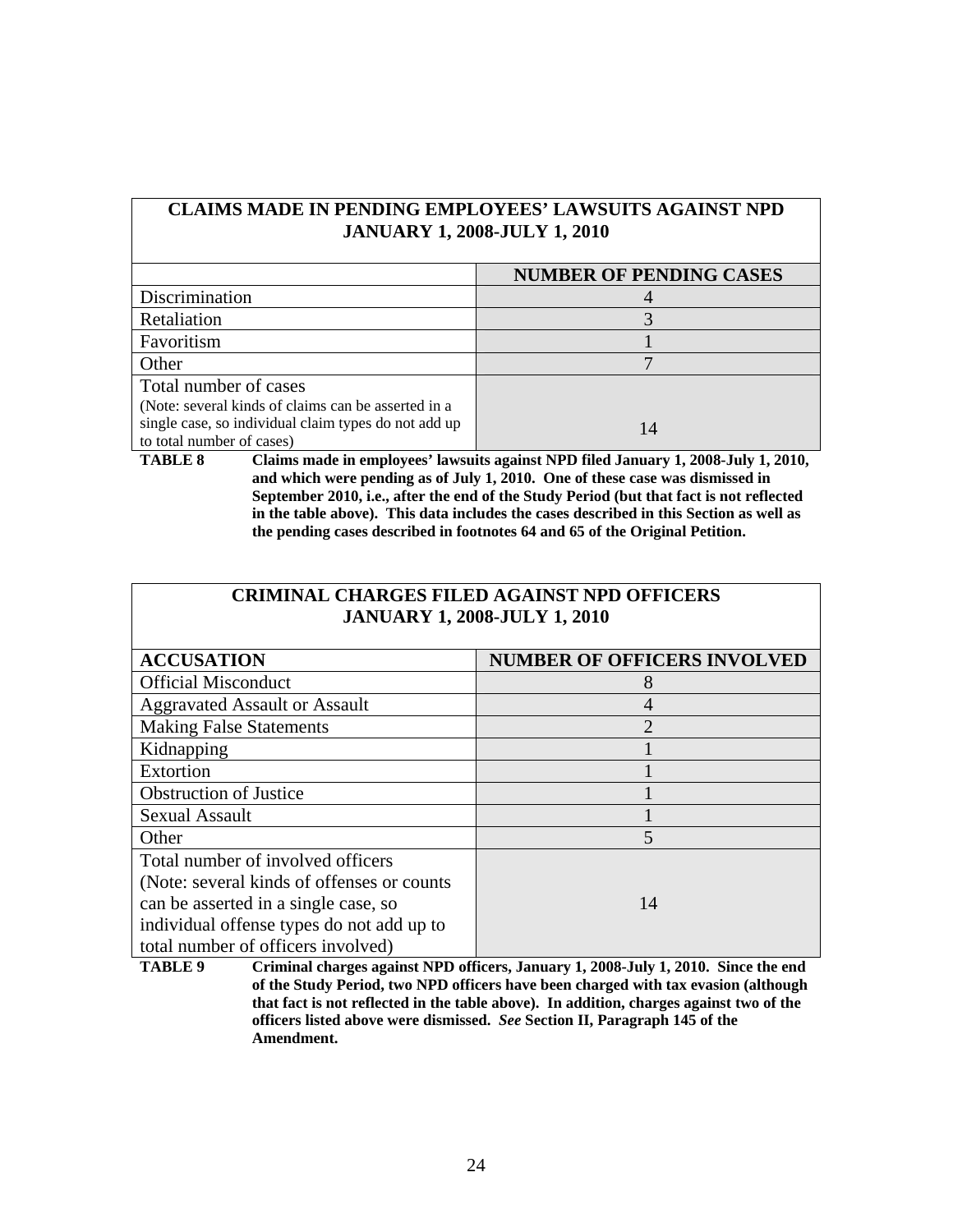| CLAIMS MADE IN PENDING EMPLOYEES' LAWSUITS AGAINST NPD JANUARY 1, 2008-JULY 1, 2010 | |
|---|---|
| | **NUMBER OF PENDING CASES** |
| Discrimination | 4 |
| Retaliation | 3 |
| Favoritism | 1 |
| Other | 7 |
| Total number of cases (Note: several kinds of claims can be asserted in a single case, so individual claim types do not add up to total number of cases) | 14 |

**TABLE 8** **Claims made in employees' lawsuits against NPD filed January 1, 2008-July 1, 2010, and which were pending as of July 1, 2010. One of these case was dismissed in September 2010, i.e., after the end of the Study Period (but that fact is not reflected in the table above). This data includes the cases described in this Section as well as the pending cases described in footnotes 64 and 65 of the Original Petition.**

| CRIMINAL CHARGES FILED AGAINST NPD OFFICERS JANUARY 1, 2008-JULY 1, 2010 | |
|---|---|
| **ACCUSATION** | **NUMBER OF OFFICERS INVOLVED** |
| Official Misconduct | 8 |
| Aggravated Assault or Assault | 4 |
| Making False Statements | 2 |
| Kidnapping | 1 |
| Extortion | 1 |
| Obstruction of Justice | 1 |
| Sexual Assault | 1 |
| Other | 5 |
| Total number of involved officers (Note: several kinds of offenses or counts can be asserted in a single case, so individual offense types do not add up to total number of officers involved) | 14 |

**TABLE 9** **Criminal charges against NPD officers, January 1, 2008-July 1, 2010. Since the end of the Study Period, two NPD officers have been charged with tax evasion (although that fact is not reflected in the table above). In addition, charges against two of the officers listed above were dismissed. *See* Section II, Paragraph 145 of the Amendment.**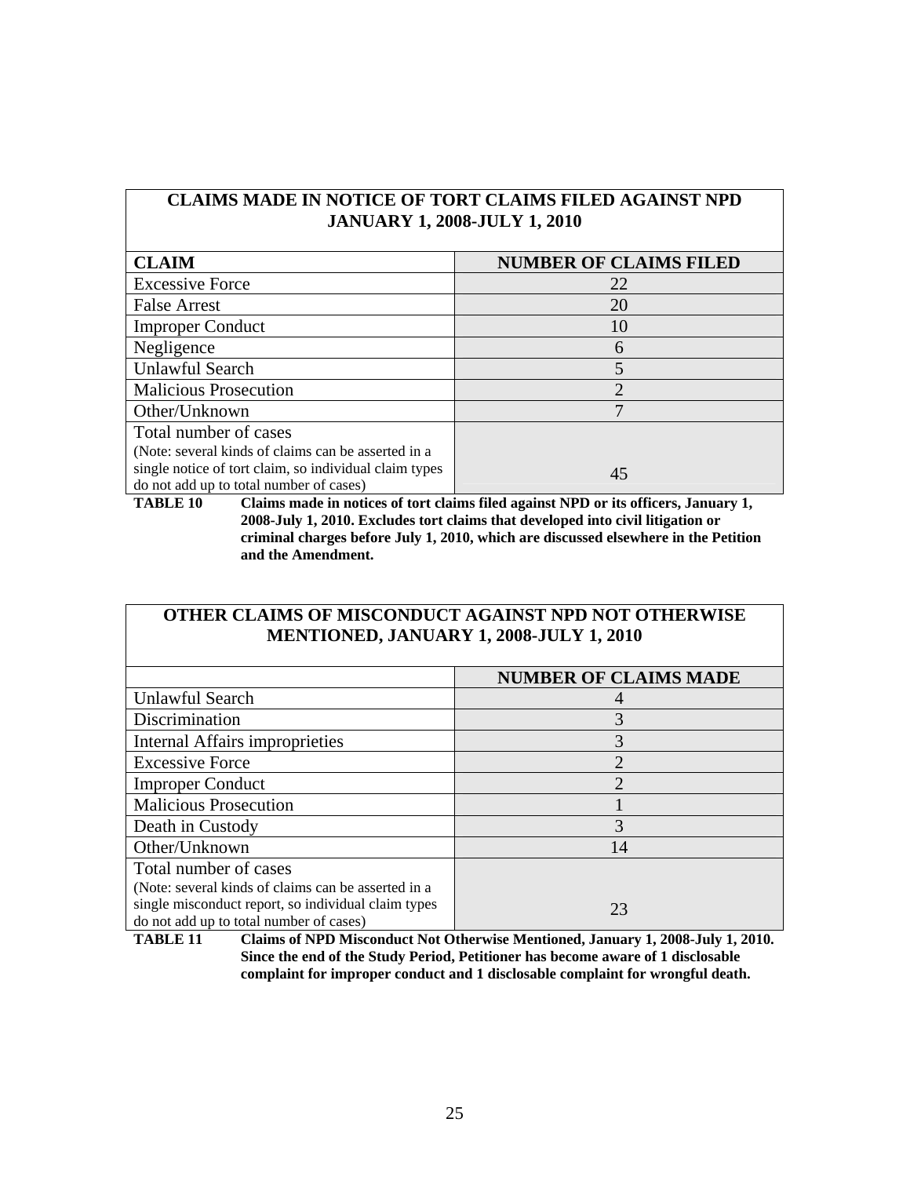| CLAIMS MADE IN NOTICE OF TORT CLAIMS FILED AGAINST NPD JANUARY 1, 2008-JULY 1, 2010 | |
|---|---|
| **CLAIM** | **NUMBER OF CLAIMS FILED** |
| Excessive Force | 22 |
| False Arrest | 20 |
| Improper Conduct | 10 |
| Negligence | 6 |
| Unlawful Search | 5 |
| Malicious Prosecution | 2 |
| Other/Unknown | 7 |
| Total number of cases (Note: several kinds of claims can be asserted in a single notice of tort claim, so individual claim types do not add up to total number of cases) | 45 |

**TABLE 10** **Claims made in notices of tort claims filed against NPD or its officers, January 1, 2008-July 1, 2010. Excludes tort claims that developed into civil litigation or criminal charges before July 1, 2010, which are discussed elsewhere in the Petition and the Amendment.**

| OTHER CLAIMS OF MISCONDUCT AGAINST NPD NOT OTHERWISE MENTIONED, JANUARY 1, 2008-JULY 1, 2010 | |
|---|---|
| | **NUMBER OF CLAIMS MADE** |
| Unlawful Search | 4 |
| Discrimination | 3 |
| Internal Affairs improprieties | 3 |
| Excessive Force | 2 |
| Improper Conduct | 2 |
| Malicious Prosecution | 1 |
| Death in Custody | 3 |
| Other/Unknown | 14 |
| Total number of cases (Note: several kinds of claims can be asserted in a single misconduct report, so individual claim types do not add up to total number of cases) | 23 |

**TABLE 11** **Claims of NPD Misconduct Not Otherwise Mentioned, January 1, 2008-July 1, 2010. Since the end of the Study Period, Petitioner has become aware of 1 disclosable complaint for improper conduct and 1 disclosable complaint for wrongful death.**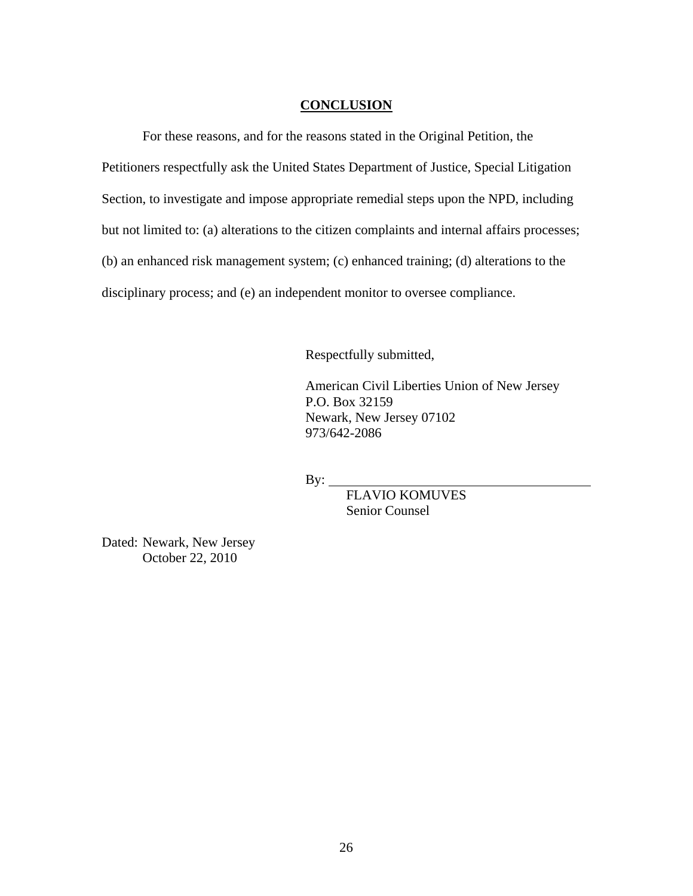## CONCLUSION

For these reasons, and for the reasons stated in the Original Petition, the Petitioners respectfully ask the United States Department of Justice, Special Litigation Section, to investigate and impose appropriate remedial steps upon the NPD, including but not limited to: (a) alterations to the citizen complaints and internal affairs processes; (b) an enhanced risk management system; (c) enhanced training; (d) alterations to the disciplinary process; and (e) an independent monitor to oversee compliance.

Respectfully submitted,

American Civil Liberties Union of New Jersey
P.O. Box 32159
Newark, New Jersey 07102
973/642-2086

By: ______________________________
FLAVIO KOMUVES
Senior Counsel

Dated: Newark, New Jersey
October 22, 2010